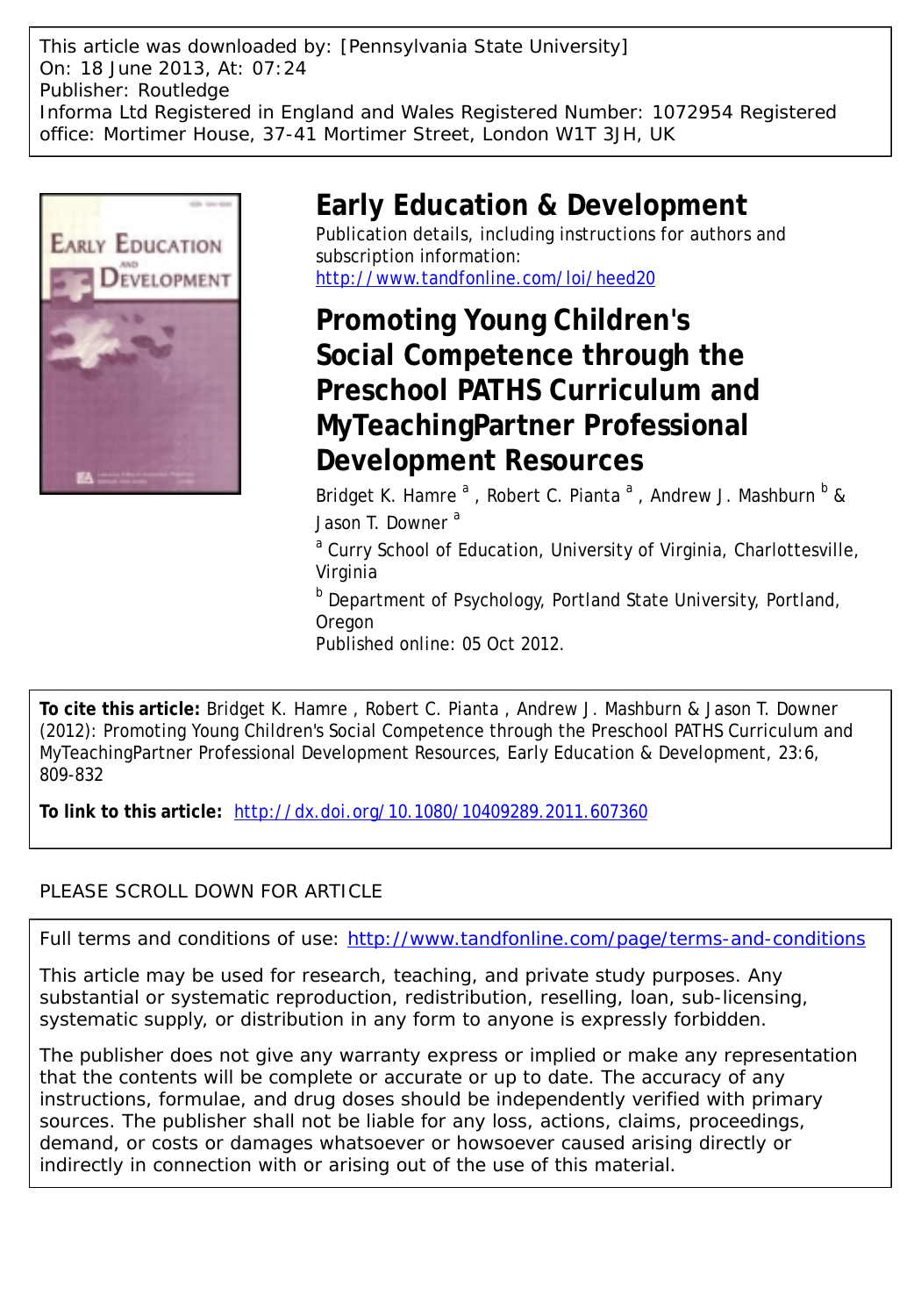This article was downloaded by: [Pennsylvania State University]
On: 18 June 2013, At: 07:24
Publisher: Routledge
Informa Ltd Registered in England and Wales Registered Number: 1072954 Registered office: Mortimer House, 37-41 Mortimer Street, London W1T 3JH, UK

# Early Education & Development

Publication details, including instructions for authors and subscription information:
http://www.tandfonline.com/loi/heed20

## Promoting Young Children's Social Competence through the Preschool PATHS Curriculum and MyTeachingPartner Professional Development Resources

Bridget K. Hamre [a], Robert C. Pianta [a], Andrew J. Mashburn [b] & Jason T. Downer [a]

[a] Curry School of Education, University of Virginia, Charlottesville, Virginia

[b] Department of Psychology, Portland State University, Portland, Oregon

Published online: 05 Oct 2012.

**To cite this article:** Bridget K. Hamre, Robert C. Pianta, Andrew J. Mashburn & Jason T. Downer (2012): Promoting Young Children's Social Competence through the Preschool PATHS Curriculum and MyTeachingPartner Professional Development Resources, Early Education & Development, 23:6, 809-832

**To link to this article:** http://dx.doi.org/10.1080/10409289.2011.607360

PLEASE SCROLL DOWN FOR ARTICLE

Full terms and conditions of use: http://www.tandfonline.com/page/terms-and-conditions

This article may be used for research, teaching, and private study purposes. Any substantial or systematic reproduction, redistribution, reselling, loan, sub-licensing, systematic supply, or distribution in any form to anyone is expressly forbidden.

The publisher does not give any warranty express or implied or make any representation that the contents will be complete or accurate or up to date. The accuracy of any instructions, formulae, and drug doses should be independently verified with primary sources. The publisher shall not be liable for any loss, actions, claims, proceedings, demand, or costs or damages whatsoever or howsoever caused arising directly or indirectly in connection with or arising out of the use of this material.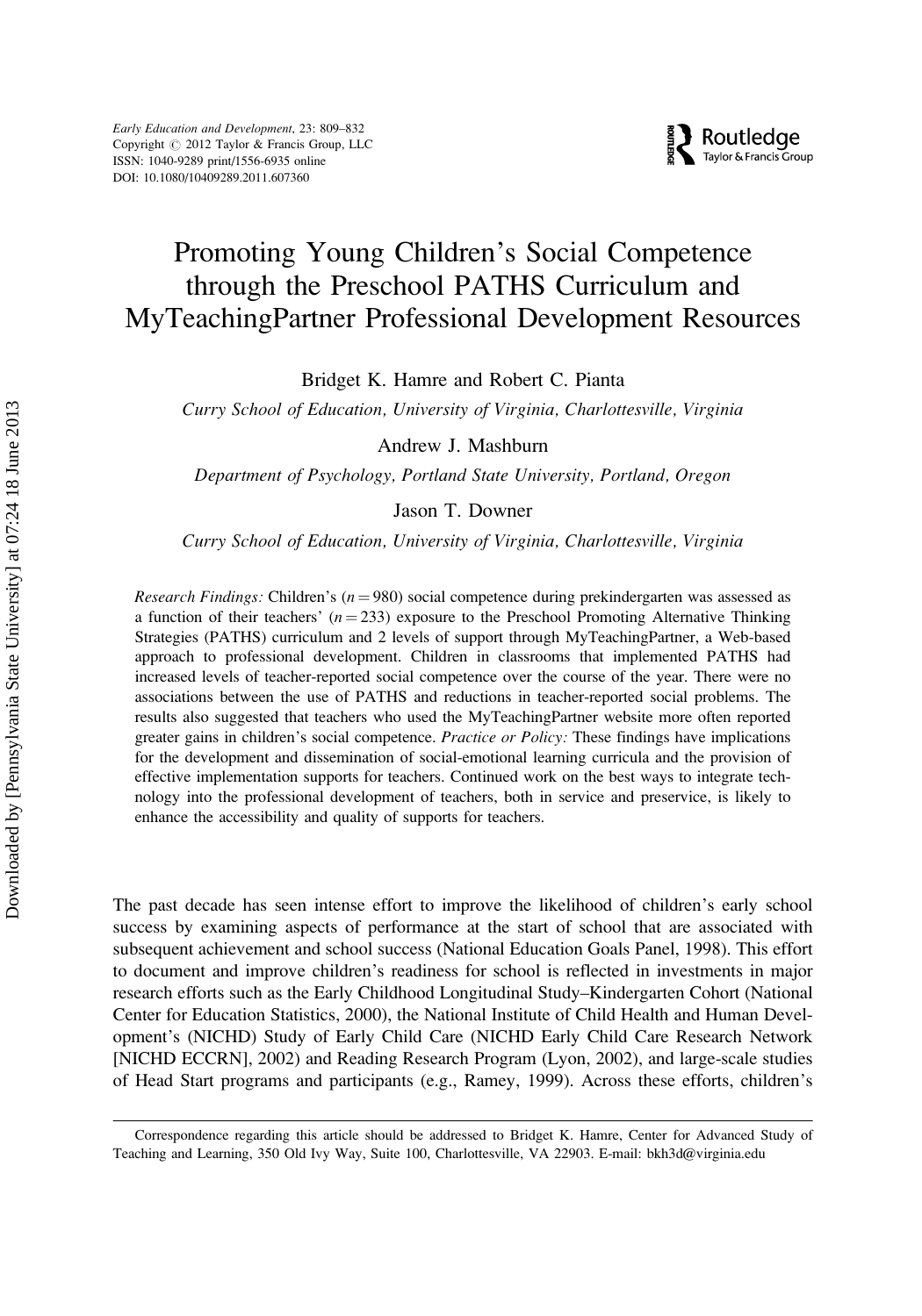# Promoting Young Children's Social Competence through the Preschool PATHS Curriculum and MyTeachingPartner Professional Development Resources

Bridget K. Hamre and Robert C. Pianta

*Curry School of Education, University of Virginia, Charlottesville, Virginia*

Andrew J. Mashburn

*Department of Psychology, Portland State University, Portland, Oregon*

Jason T. Downer

*Curry School of Education, University of Virginia, Charlottesville, Virginia*

*Research Findings:* Children's ($n = 980$) social competence during prekindergarten was assessed as a function of their teachers' ($n = 233$) exposure to the Preschool Promoting Alternative Thinking Strategies (PATHS) curriculum and 2 levels of support through MyTeachingPartner, a Web-based approach to professional development. Children in classrooms that implemented PATHS had increased levels of teacher-reported social competence over the course of the year. There were no associations between the use of PATHS and reductions in teacher-reported social problems. The results also suggested that teachers who used the MyTeachingPartner website more often reported greater gains in children's social competence. *Practice or Policy:* These findings have implications for the development and dissemination of social-emotional learning curricula and the provision of effective implementation supports for teachers. Continued work on the best ways to integrate technology into the professional development of teachers, both in service and preservice, is likely to enhance the accessibility and quality of supports for teachers.

The past decade has seen intense effort to improve the likelihood of children's early school success by examining aspects of performance at the start of school that are associated with subsequent achievement and school success (National Education Goals Panel, 1998). This effort to document and improve children's readiness for school is reflected in investments in major research efforts such as the Early Childhood Longitudinal Study–Kindergarten Cohort (National Center for Education Statistics, 2000), the National Institute of Child Health and Human Development's (NICHD) Study of Early Child Care (NICHD Early Child Care Research Network [NICHD ECCRN], 2002) and Reading Research Program (Lyon, 2002), and large-scale studies of Head Start programs and participants (e.g., Ramey, 1999). Across these efforts, children's

Correspondence regarding this article should be addressed to Bridget K. Hamre, Center for Advanced Study of Teaching and Learning, 350 Old Ivy Way, Suite 100, Charlottesville, VA 22903. E-mail: bkh3d@virginia.edu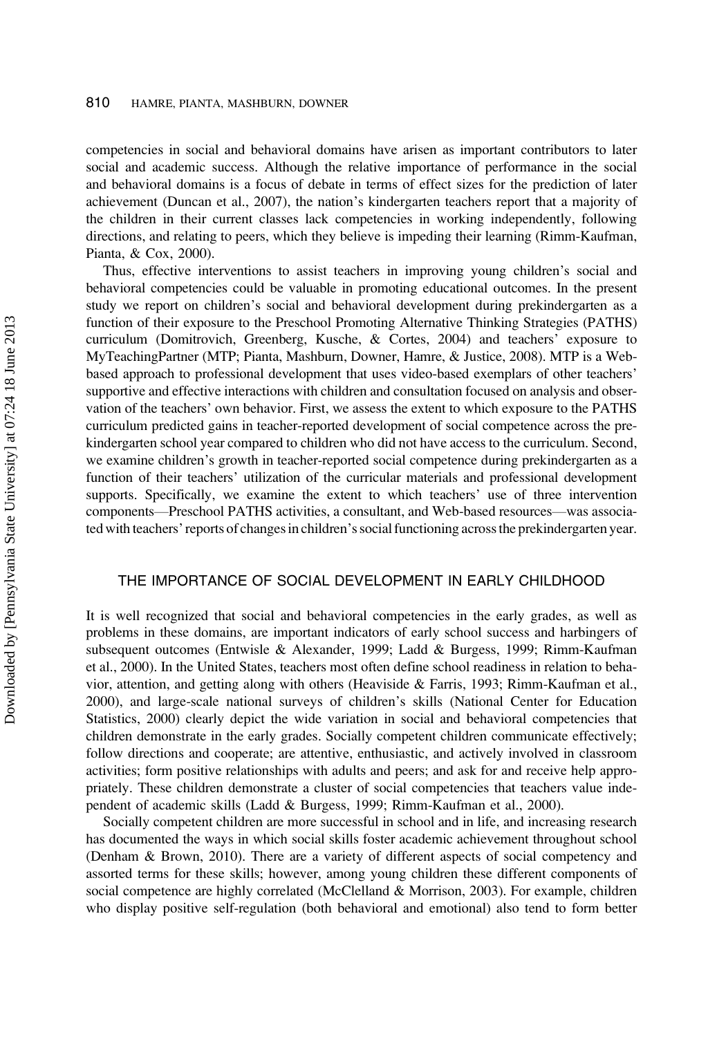competencies in social and behavioral domains have arisen as important contributors to later social and academic success. Although the relative importance of performance in the social and behavioral domains is a focus of debate in terms of effect sizes for the prediction of later achievement (Duncan et al., 2007), the nation's kindergarten teachers report that a majority of the children in their current classes lack competencies in working independently, following directions, and relating to peers, which they believe is impeding their learning (Rimm-Kaufman, Pianta, & Cox, 2000).

Thus, effective interventions to assist teachers in improving young children's social and behavioral competencies could be valuable in promoting educational outcomes. In the present study we report on children's social and behavioral development during prekindergarten as a function of their exposure to the Preschool Promoting Alternative Thinking Strategies (PATHS) curriculum (Domitrovich, Greenberg, Kusche, & Cortes, 2004) and teachers' exposure to MyTeachingPartner (MTP; Pianta, Mashburn, Downer, Hamre, & Justice, 2008). MTP is a Web-based approach to professional development that uses video-based exemplars of other teachers' supportive and effective interactions with children and consultation focused on analysis and observation of the teachers' own behavior. First, we assess the extent to which exposure to the PATHS curriculum predicted gains in teacher-reported development of social competence across the prekindergarten school year compared to children who did not have access to the curriculum. Second, we examine children's growth in teacher-reported social competence during prekindergarten as a function of their teachers' utilization of the curricular materials and professional development supports. Specifically, we examine the extent to which teachers' use of three intervention components—Preschool PATHS activities, a consultant, and Web-based resources—was associated with teachers' reports of changes in children's social functioning across the prekindergarten year.

## THE IMPORTANCE OF SOCIAL DEVELOPMENT IN EARLY CHILDHOOD

It is well recognized that social and behavioral competencies in the early grades, as well as problems in these domains, are important indicators of early school success and harbingers of subsequent outcomes (Entwisle & Alexander, 1999; Ladd & Burgess, 1999; Rimm-Kaufman et al., 2000). In the United States, teachers most often define school readiness in relation to behavior, attention, and getting along with others (Heaviside & Farris, 1993; Rimm-Kaufman et al., 2000), and large-scale national surveys of children's skills (National Center for Education Statistics, 2000) clearly depict the wide variation in social and behavioral competencies that children demonstrate in the early grades. Socially competent children communicate effectively; follow directions and cooperate; are attentive, enthusiastic, and actively involved in classroom activities; form positive relationships with adults and peers; and ask for and receive help appropriately. These children demonstrate a cluster of social competencies that teachers value independent of academic skills (Ladd & Burgess, 1999; Rimm-Kaufman et al., 2000).

Socially competent children are more successful in school and in life, and increasing research has documented the ways in which social skills foster academic achievement throughout school (Denham & Brown, 2010). There are a variety of different aspects of social competency and assorted terms for these skills; however, among young children these different components of social competence are highly correlated (McClelland & Morrison, 2003). For example, children who display positive self-regulation (both behavioral and emotional) also tend to form better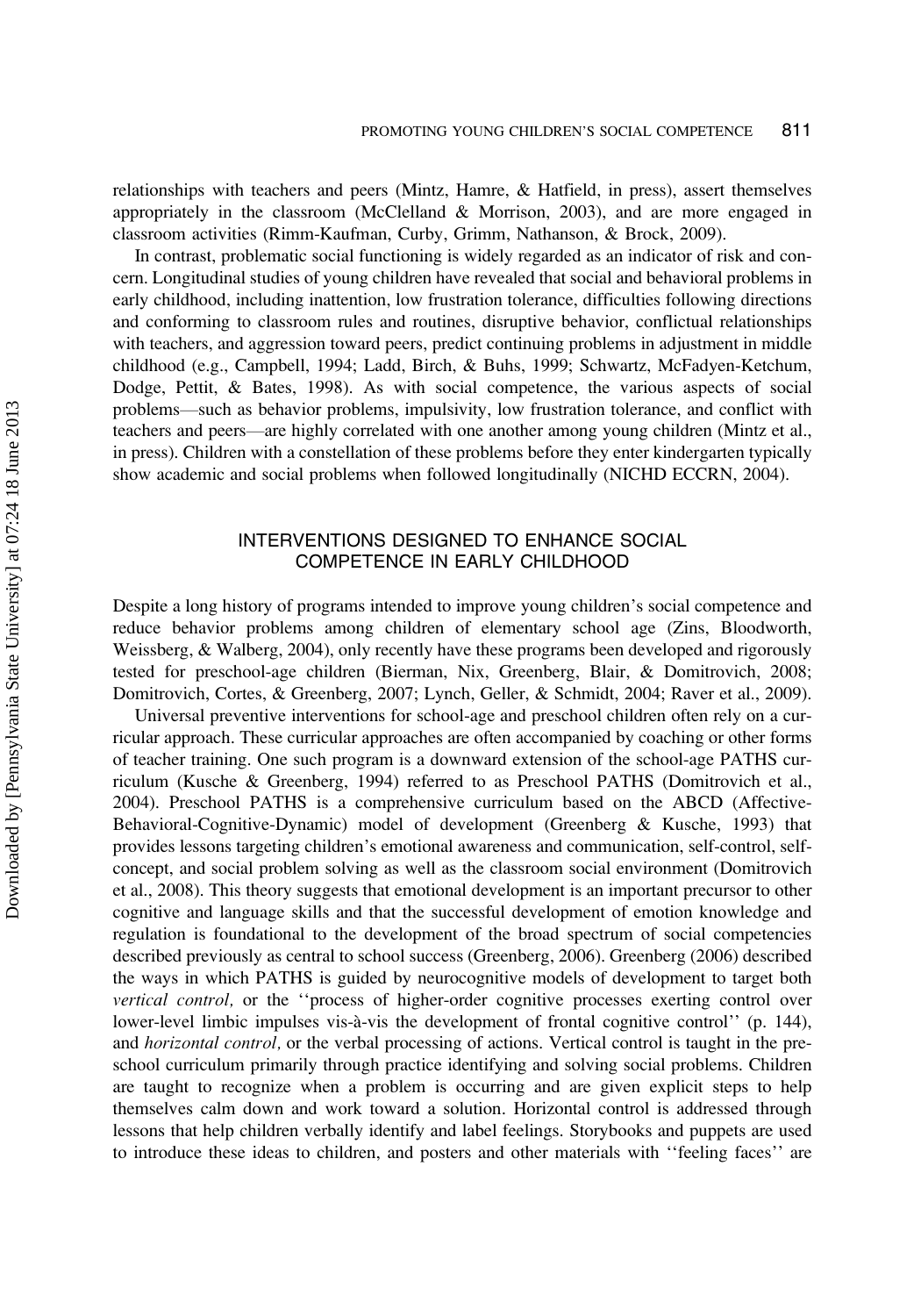relationships with teachers and peers (Mintz, Hamre, & Hatfield, in press), assert themselves appropriately in the classroom (McClelland & Morrison, 2003), and are more engaged in classroom activities (Rimm-Kaufman, Curby, Grimm, Nathanson, & Brock, 2009).

In contrast, problematic social functioning is widely regarded as an indicator of risk and concern. Longitudinal studies of young children have revealed that social and behavioral problems in early childhood, including inattention, low frustration tolerance, difficulties following directions and conforming to classroom rules and routines, disruptive behavior, conflictual relationships with teachers, and aggression toward peers, predict continuing problems in adjustment in middle childhood (e.g., Campbell, 1994; Ladd, Birch, & Buhs, 1999; Schwartz, McFadyen-Ketchum, Dodge, Pettit, & Bates, 1998). As with social competence, the various aspects of social problems—such as behavior problems, impulsivity, low frustration tolerance, and conflict with teachers and peers—are highly correlated with one another among young children (Mintz et al., in press). Children with a constellation of these problems before they enter kindergarten typically show academic and social problems when followed longitudinally (NICHD ECCRN, 2004).

## INTERVENTIONS DESIGNED TO ENHANCE SOCIAL COMPETENCE IN EARLY CHILDHOOD

Despite a long history of programs intended to improve young children's social competence and reduce behavior problems among children of elementary school age (Zins, Bloodworth, Weissberg, & Walberg, 2004), only recently have these programs been developed and rigorously tested for preschool-age children (Bierman, Nix, Greenberg, Blair, & Domitrovich, 2008; Domitrovich, Cortes, & Greenberg, 2007; Lynch, Geller, & Schmidt, 2004; Raver et al., 2009).

Universal preventive interventions for school-age and preschool children often rely on a curricular approach. These curricular approaches are often accompanied by coaching or other forms of teacher training. One such program is a downward extension of the school-age PATHS curriculum (Kusche & Greenberg, 1994) referred to as Preschool PATHS (Domitrovich et al., 2004). Preschool PATHS is a comprehensive curriculum based on the ABCD (Affective-Behavioral-Cognitive-Dynamic) model of development (Greenberg & Kusche, 1993) that provides lessons targeting children's emotional awareness and communication, self-control, self-concept, and social problem solving as well as the classroom social environment (Domitrovich et al., 2008). This theory suggests that emotional development is an important precursor to other cognitive and language skills and that the successful development of emotion knowledge and regulation is foundational to the development of the broad spectrum of social competencies described previously as central to school success (Greenberg, 2006). Greenberg (2006) described the ways in which PATHS is guided by neurocognitive models of development to target both *vertical control,* or the ''process of higher-order cognitive processes exerting control over lower-level limbic impulses vis-à-vis the development of frontal cognitive control'' (p. 144), and *horizontal control,* or the verbal processing of actions. Vertical control is taught in the preschool curriculum primarily through practice identifying and solving social problems. Children are taught to recognize when a problem is occurring and are given explicit steps to help themselves calm down and work toward a solution. Horizontal control is addressed through lessons that help children verbally identify and label feelings. Storybooks and puppets are used to introduce these ideas to children, and posters and other materials with ''feeling faces'' are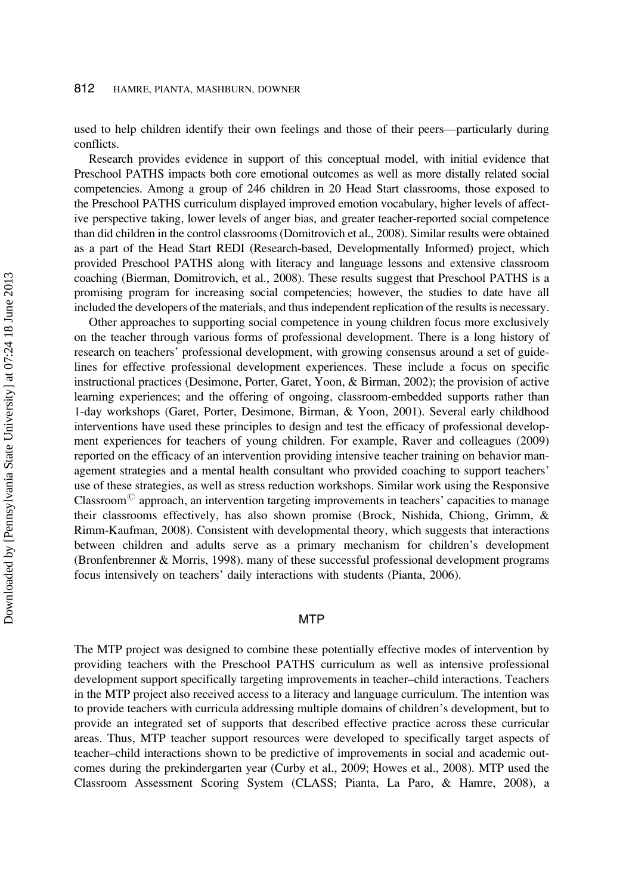used to help children identify their own feelings and those of their peers—particularly during conflicts.

Research provides evidence in support of this conceptual model, with initial evidence that Preschool PATHS impacts both core emotional outcomes as well as more distally related social competencies. Among a group of 246 children in 20 Head Start classrooms, those exposed to the Preschool PATHS curriculum displayed improved emotion vocabulary, higher levels of affective perspective taking, lower levels of anger bias, and greater teacher-reported social competence than did children in the control classrooms (Domitrovich et al., 2008). Similar results were obtained as a part of the Head Start REDI (Research-based, Developmentally Informed) project, which provided Preschool PATHS along with literacy and language lessons and extensive classroom coaching (Bierman, Domitrovich, et al., 2008). These results suggest that Preschool PATHS is a promising program for increasing social competencies; however, the studies to date have all included the developers of the materials, and thus independent replication of the results is necessary.

Other approaches to supporting social competence in young children focus more exclusively on the teacher through various forms of professional development. There is a long history of research on teachers' professional development, with growing consensus around a set of guidelines for effective professional development experiences. These include a focus on specific instructional practices (Desimone, Porter, Garet, Yoon, & Birman, 2002); the provision of active learning experiences; and the offering of ongoing, classroom-embedded supports rather than 1-day workshops (Garet, Porter, Desimone, Birman, & Yoon, 2001). Several early childhood interventions have used these principles to design and test the efficacy of professional development experiences for teachers of young children. For example, Raver and colleagues (2009) reported on the efficacy of an intervention providing intensive teacher training on behavior management strategies and a mental health consultant who provided coaching to support teachers' use of these strategies, as well as stress reduction workshops. Similar work using the Responsive Classroom© approach, an intervention targeting improvements in teachers' capacities to manage their classrooms effectively, has also shown promise (Brock, Nishida, Chiong, Grimm, & Rimm-Kaufman, 2008). Consistent with developmental theory, which suggests that interactions between children and adults serve as a primary mechanism for children's development (Bronfenbrenner & Morris, 1998). many of these successful professional development programs focus intensively on teachers' daily interactions with students (Pianta, 2006).

## MTP

The MTP project was designed to combine these potentially effective modes of intervention by providing teachers with the Preschool PATHS curriculum as well as intensive professional development support specifically targeting improvements in teacher–child interactions. Teachers in the MTP project also received access to a literacy and language curriculum. The intention was to provide teachers with curricula addressing multiple domains of children's development, but to provide an integrated set of supports that described effective practice across these curricular areas. Thus, MTP teacher support resources were developed to specifically target aspects of teacher–child interactions shown to be predictive of improvements in social and academic outcomes during the prekindergarten year (Curby et al., 2009; Howes et al., 2008). MTP used the Classroom Assessment Scoring System (CLASS; Pianta, La Paro, & Hamre, 2008), a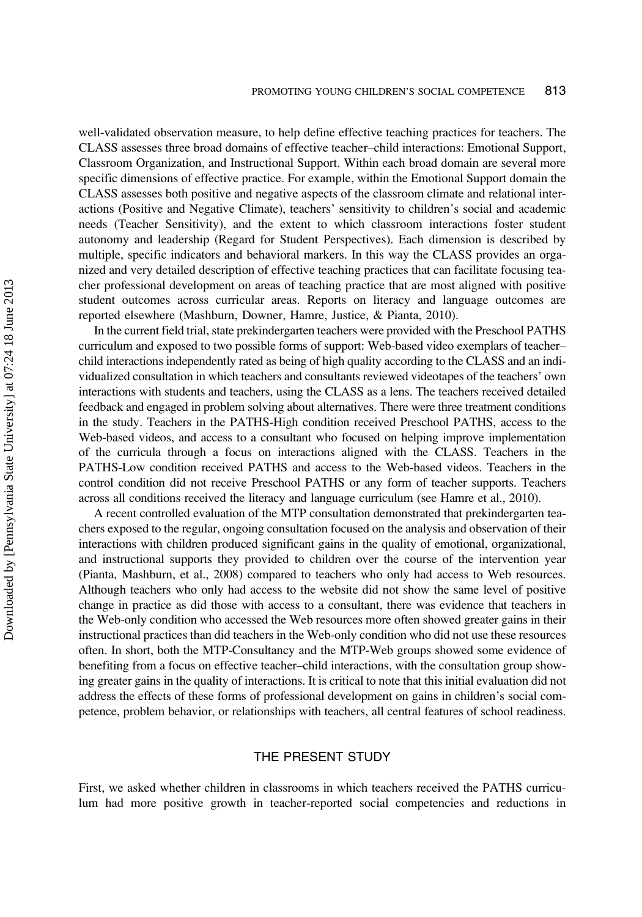well-validated observation measure, to help define effective teaching practices for teachers. The CLASS assesses three broad domains of effective teacher–child interactions: Emotional Support, Classroom Organization, and Instructional Support. Within each broad domain are several more specific dimensions of effective practice. For example, within the Emotional Support domain the CLASS assesses both positive and negative aspects of the classroom climate and relational interactions (Positive and Negative Climate), teachers' sensitivity to children's social and academic needs (Teacher Sensitivity), and the extent to which classroom interactions foster student autonomy and leadership (Regard for Student Perspectives). Each dimension is described by multiple, specific indicators and behavioral markers. In this way the CLASS provides an organized and very detailed description of effective teaching practices that can facilitate focusing teacher professional development on areas of teaching practice that are most aligned with positive student outcomes across curricular areas. Reports on literacy and language outcomes are reported elsewhere (Mashburn, Downer, Hamre, Justice, & Pianta, 2010).

In the current field trial, state prekindergarten teachers were provided with the Preschool PATHS curriculum and exposed to two possible forms of support: Web-based video exemplars of teacher–child interactions independently rated as being of high quality according to the CLASS and an individualized consultation in which teachers and consultants reviewed videotapes of the teachers' own interactions with students and teachers, using the CLASS as a lens. The teachers received detailed feedback and engaged in problem solving about alternatives. There were three treatment conditions in the study. Teachers in the PATHS-High condition received Preschool PATHS, access to the Web-based videos, and access to a consultant who focused on helping improve implementation of the curricula through a focus on interactions aligned with the CLASS. Teachers in the PATHS-Low condition received PATHS and access to the Web-based videos. Teachers in the control condition did not receive Preschool PATHS or any form of teacher supports. Teachers across all conditions received the literacy and language curriculum (see Hamre et al., 2010).

A recent controlled evaluation of the MTP consultation demonstrated that prekindergarten teachers exposed to the regular, ongoing consultation focused on the analysis and observation of their interactions with children produced significant gains in the quality of emotional, organizational, and instructional supports they provided to children over the course of the intervention year (Pianta, Mashburn, et al., 2008) compared to teachers who only had access to Web resources. Although teachers who only had access to the website did not show the same level of positive change in practice as did those with access to a consultant, there was evidence that teachers in the Web-only condition who accessed the Web resources more often showed greater gains in their instructional practices than did teachers in the Web-only condition who did not use these resources often. In short, both the MTP-Consultancy and the MTP-Web groups showed some evidence of benefiting from a focus on effective teacher–child interactions, with the consultation group showing greater gains in the quality of interactions. It is critical to note that this initial evaluation did not address the effects of these forms of professional development on gains in children's social competence, problem behavior, or relationships with teachers, all central features of school readiness.

## THE PRESENT STUDY

First, we asked whether children in classrooms in which teachers received the PATHS curriculum had more positive growth in teacher-reported social competencies and reductions in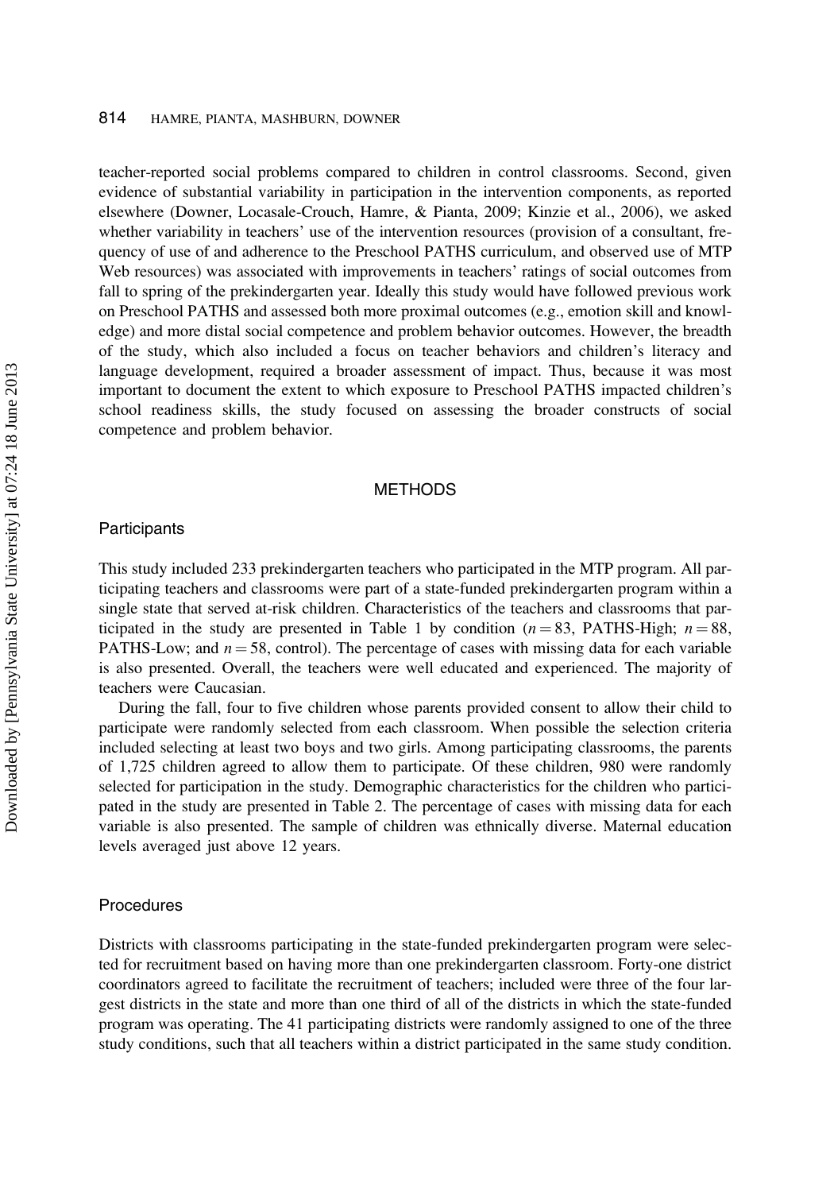teacher-reported social problems compared to children in control classrooms. Second, given evidence of substantial variability in participation in the intervention components, as reported elsewhere (Downer, Locasale-Crouch, Hamre, & Pianta, 2009; Kinzie et al., 2006), we asked whether variability in teachers' use of the intervention resources (provision of a consultant, frequency of use of and adherence to the Preschool PATHS curriculum, and observed use of MTP Web resources) was associated with improvements in teachers' ratings of social outcomes from fall to spring of the prekindergarten year. Ideally this study would have followed previous work on Preschool PATHS and assessed both more proximal outcomes (e.g., emotion skill and knowledge) and more distal social competence and problem behavior outcomes. However, the breadth of the study, which also included a focus on teacher behaviors and children's literacy and language development, required a broader assessment of impact. Thus, because it was most important to document the extent to which exposure to Preschool PATHS impacted children's school readiness skills, the study focused on assessing the broader constructs of social competence and problem behavior.

## METHODS

### Participants

This study included 233 prekindergarten teachers who participated in the MTP program. All participating teachers and classrooms were part of a state-funded prekindergarten program within a single state that served at-risk children. Characteristics of the teachers and classrooms that participated in the study are presented in Table 1 by condition ($n = 83$, PATHS-High; $n = 88$, PATHS-Low; and $n = 58$, control). The percentage of cases with missing data for each variable is also presented. Overall, the teachers were well educated and experienced. The majority of teachers were Caucasian.

During the fall, four to five children whose parents provided consent to allow their child to participate were randomly selected from each classroom. When possible the selection criteria included selecting at least two boys and two girls. Among participating classrooms, the parents of 1,725 children agreed to allow them to participate. Of these children, 980 were randomly selected for participation in the study. Demographic characteristics for the children who participated in the study are presented in Table 2. The percentage of cases with missing data for each variable is also presented. The sample of children was ethnically diverse. Maternal education levels averaged just above 12 years.

### Procedures

Districts with classrooms participating in the state-funded prekindergarten program were selected for recruitment based on having more than one prekindergarten classroom. Forty-one district coordinators agreed to facilitate the recruitment of teachers; included were three of the four largest districts in the state and more than one third of all of the districts in which the state-funded program was operating. The 41 participating districts were randomly assigned to one of the three study conditions, such that all teachers within a district participated in the same study condition.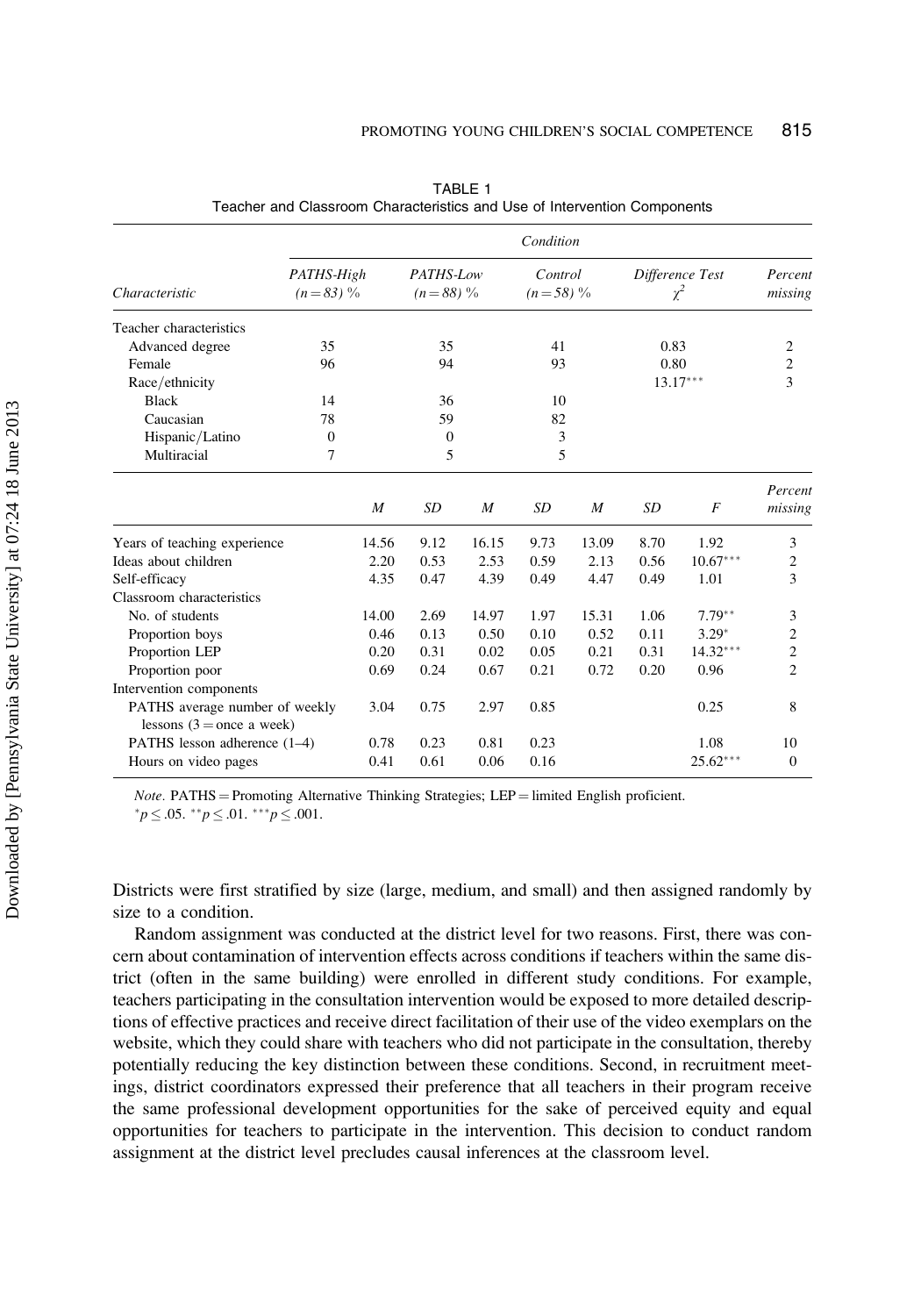TABLE 1
Teacher and Classroom Characteristics and Use of Intervention Components

| | Condition | | | | | | | |
|---|---|---|---|---|---|---|---|---|
| *Characteristic* | *PATHS-High (n = 83) %* | | *PATHS-Low (n = 88) %* | | *Control (n = 58) %* | | *Difference Test* $\chi^2$ | *Percent missing* |
| Teacher characteristics | | | | | | | | |
| Advanced degree | 35 | | 35 | | 41 | | 0.83 | 2 |
| Female | 96 | | 94 | | 93 | | 0.80 | 2 |
| Race/ethnicity | | | | | | | 13.17*** | 3 |
| Black | 14 | | 36 | | 10 | | | |
| Caucasian | 78 | | 59 | | 82 | | | |
| Hispanic/Latino | 0 | | 0 | | 3 | | | |
| Multiracial | 7 | | 5 | | 5 | | | |
| | *M* | *SD* | *M* | *SD* | *M* | *SD* | *F* | *Percent missing* |
| Years of teaching experience | 14.56 | 9.12 | 16.15 | 9.73 | 13.09 | 8.70 | 1.92 | 3 |
| Ideas about children | 2.20 | 0.53 | 2.53 | 0.59 | 2.13 | 0.56 | 10.67*** | 2 |
| Self-efficacy | 4.35 | 0.47 | 4.39 | 0.49 | 4.47 | 0.49 | 1.01 | 3 |
| Classroom characteristics | | | | | | | | |
| No. of students | 14.00 | 2.69 | 14.97 | 1.97 | 15.31 | 1.06 | 7.79** | 3 |
| Proportion boys | 0.46 | 0.13 | 0.50 | 0.10 | 0.52 | 0.11 | 3.29* | 2 |
| Proportion LEP | 0.20 | 0.31 | 0.02 | 0.05 | 0.21 | 0.31 | 14.32*** | 2 |
| Proportion poor | 0.69 | 0.24 | 0.67 | 0.21 | 0.72 | 0.20 | 0.96 | 2 |
| Intervention components | | | | | | | | |
| PATHS average number of weekly lessons (3 = once a week) | 3.04 | 0.75 | 2.97 | 0.85 | | | 0.25 | 8 |
| PATHS lesson adherence (1–4) | 0.78 | 0.23 | 0.81 | 0.23 | | | 1.08 | 10 |
| Hours on video pages | 0.41 | 0.61 | 0.06 | 0.16 | | | 25.62*** | 0 |

*Note*. PATHS = Promoting Alternative Thinking Strategies; LEP = limited English proficient.
$^{*}p \leq .05$. $^{**}p \leq .01$. $^{***}p \leq .001$.

Districts were first stratified by size (large, medium, and small) and then assigned randomly by size to a condition.

Random assignment was conducted at the district level for two reasons. First, there was concern about contamination of intervention effects across conditions if teachers within the same district (often in the same building) were enrolled in different study conditions. For example, teachers participating in the consultation intervention would be exposed to more detailed descriptions of effective practices and receive direct facilitation of their use of the video exemplars on the website, which they could share with teachers who did not participate in the consultation, thereby potentially reducing the key distinction between these conditions. Second, in recruitment meetings, district coordinators expressed their preference that all teachers in their program receive the same professional development opportunities for the sake of perceived equity and equal opportunities for teachers to participate in the intervention. This decision to conduct random assignment at the district level precludes causal inferences at the classroom level.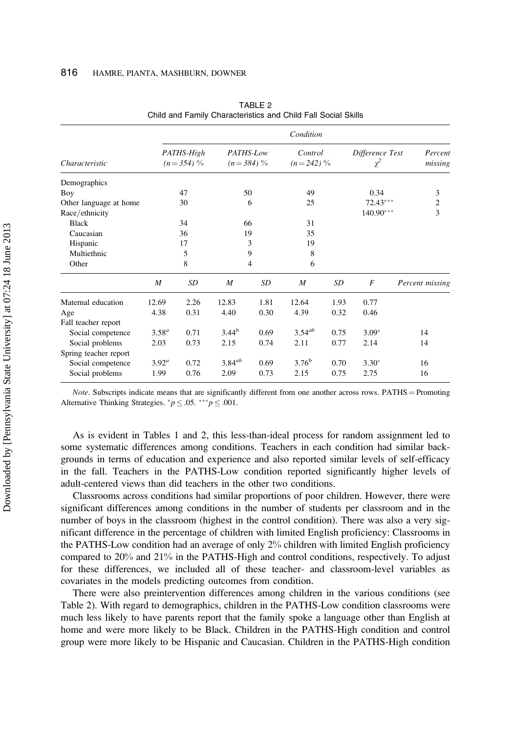TABLE 2
Child and Family Characteristics and Child Fall Social Skills

| Characteristic | Condition | | | | | | | |
|---|---|---|---|---|---|---|---|---|
| | PATHS-High ($n=354$) % | | PATHS-Low ($n=384$) % | | Control ($n=242$) % | | Difference Test $\chi^2$ | Percent missing |
| Demographics | | | | | | | | |
| Boy | 47 | | 50 | | 49 | | 0.34 | 3 |
| Other language at home | 30 | | 6 | | 25 | | 72.43*** | 2 |
| Race/ethnicity | | | | | | | 140.90*** | 3 |
| Black | 34 | | 66 | | 31 | | | |
| Caucasian | 36 | | 19 | | 35 | | | |
| Hispanic | 17 | | 3 | | 19 | | | |
| Multiethnic | 5 | | 9 | | 8 | | | |
| Other | 8 | | 4 | | 6 | | | |
| | $M$ | $SD$ | $M$ | $SD$ | $M$ | $SD$ | $F$ | Percent missing |
| Maternal education | 12.69 | 2.26 | 12.83 | 1.81 | 12.64 | 1.93 | 0.77 | |
| Age | 4.38 | 0.31 | 4.40 | 0.30 | 4.39 | 0.32 | 0.46 | |
| Fall teacher report | | | | | | | | |
| Social competence | $3.58^a$ | 0.71 | $3.44^b$ | 0.69 | $3.54^{ab}$ | 0.75 | 3.09* | 14 |
| Social problems | 2.03 | 0.73 | 2.15 | 0.74 | 2.11 | 0.77 | 2.14 | 14 |
| Spring teacher report | | | | | | | | |
| Social competence | $3.92^a$ | 0.72 | $3.84^{ab}$ | 0.69 | $3.76^b$ | 0.70 | 3.30* | 16 |
| Social problems | 1.99 | 0.76 | 2.09 | 0.73 | 2.15 | 0.75 | 2.75 | 16 |

*Note*. Subscripts indicate means that are significantly different from one another across rows. PATHS = Promoting Alternative Thinking Strategies. $^*p \leq .05$. $^{***}p \leq .001$.

As is evident in Tables 1 and 2, this less-than-ideal process for random assignment led to some systematic differences among conditions. Teachers in each condition had similar backgrounds in terms of education and experience and also reported similar levels of self-efficacy in the fall. Teachers in the PATHS-Low condition reported significantly higher levels of adult-centered views than did teachers in the other two conditions.

Classrooms across conditions had similar proportions of poor children. However, there were significant differences among conditions in the number of students per classroom and in the number of boys in the classroom (highest in the control condition). There was also a very significant difference in the percentage of children with limited English proficiency: Classrooms in the PATHS-Low condition had an average of only 2% children with limited English proficiency compared to 20% and 21% in the PATHS-High and control conditions, respectively. To adjust for these differences, we included all of these teacher- and classroom-level variables as covariates in the models predicting outcomes from condition.

There were also preintervention differences among children in the various conditions (see Table 2). With regard to demographics, children in the PATHS-Low condition classrooms were much less likely to have parents report that the family spoke a language other than English at home and were more likely to be Black. Children in the PATHS-High condition and control group were more likely to be Hispanic and Caucasian. Children in the PATHS-High condition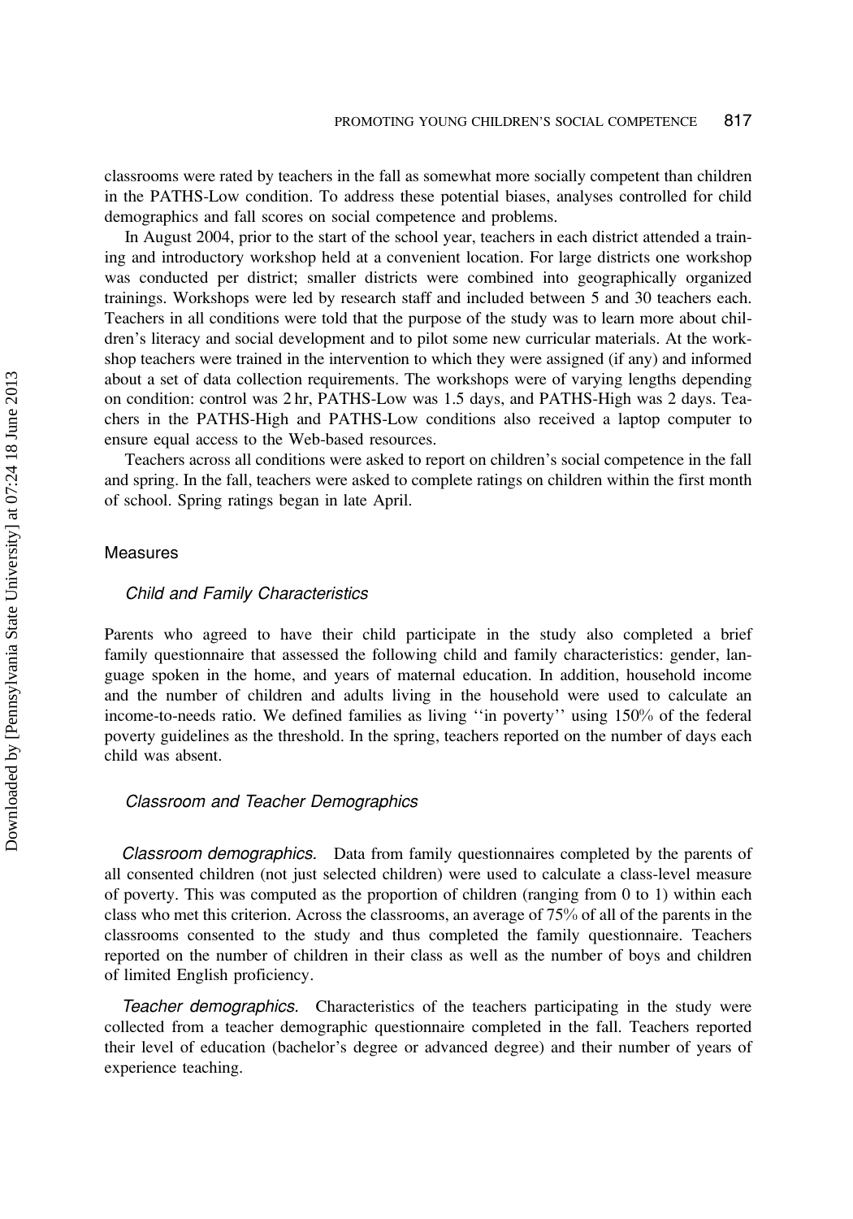classrooms were rated by teachers in the fall as somewhat more socially competent than children in the PATHS-Low condition. To address these potential biases, analyses controlled for child demographics and fall scores on social competence and problems.

In August 2004, prior to the start of the school year, teachers in each district attended a training and introductory workshop held at a convenient location. For large districts one workshop was conducted per district; smaller districts were combined into geographically organized trainings. Workshops were led by research staff and included between 5 and 30 teachers each. Teachers in all conditions were told that the purpose of the study was to learn more about children's literacy and social development and to pilot some new curricular materials. At the workshop teachers were trained in the intervention to which they were assigned (if any) and informed about a set of data collection requirements. The workshops were of varying lengths depending on condition: control was 2 hr, PATHS-Low was 1.5 days, and PATHS-High was 2 days. Teachers in the PATHS-High and PATHS-Low conditions also received a laptop computer to ensure equal access to the Web-based resources.

Teachers across all conditions were asked to report on children's social competence in the fall and spring. In the fall, teachers were asked to complete ratings on children within the first month of school. Spring ratings began in late April.

## Measures

### *Child and Family Characteristics*

Parents who agreed to have their child participate in the study also completed a brief family questionnaire that assessed the following child and family characteristics: gender, language spoken in the home, and years of maternal education. In addition, household income and the number of children and adults living in the household were used to calculate an income-to-needs ratio. We defined families as living ''in poverty'' using 150% of the federal poverty guidelines as the threshold. In the spring, teachers reported on the number of days each child was absent.

### *Classroom and Teacher Demographics*

*Classroom demographics.* Data from family questionnaires completed by the parents of all consented children (not just selected children) were used to calculate a class-level measure of poverty. This was computed as the proportion of children (ranging from 0 to 1) within each class who met this criterion. Across the classrooms, an average of 75% of all of the parents in the classrooms consented to the study and thus completed the family questionnaire. Teachers reported on the number of children in their class as well as the number of boys and children of limited English proficiency.

*Teacher demographics.* Characteristics of the teachers participating in the study were collected from a teacher demographic questionnaire completed in the fall. Teachers reported their level of education (bachelor's degree or advanced degree) and their number of years of experience teaching.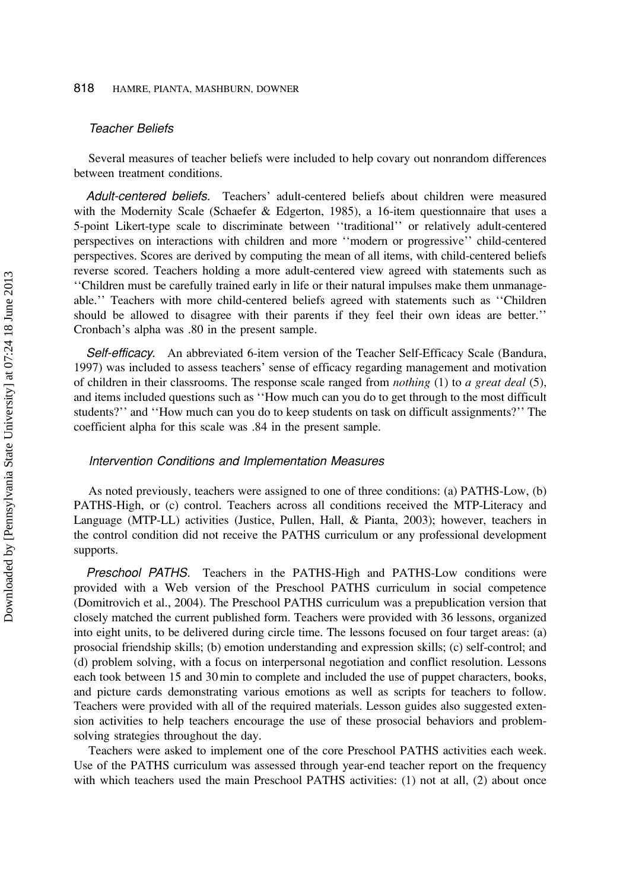### *Teacher Beliefs*

Several measures of teacher beliefs were included to help covary out nonrandom differences between treatment conditions.

*Adult-centered beliefs.* Teachers' adult-centered beliefs about children were measured with the Modernity Scale (Schaefer & Edgerton, 1985), a 16-item questionnaire that uses a 5-point Likert-type scale to discriminate between ''traditional'' or relatively adult-centered perspectives on interactions with children and more ''modern or progressive'' child-centered perspectives. Scores are derived by computing the mean of all items, with child-centered beliefs reverse scored. Teachers holding a more adult-centered view agreed with statements such as ''Children must be carefully trained early in life or their natural impulses make them unmanageable.'' Teachers with more child-centered beliefs agreed with statements such as ''Children should be allowed to disagree with their parents if they feel their own ideas are better.'' Cronbach's alpha was .80 in the present sample.

*Self-efficacy.* An abbreviated 6-item version of the Teacher Self-Efficacy Scale (Bandura, 1997) was included to assess teachers' sense of efficacy regarding management and motivation of children in their classrooms. The response scale ranged from *nothing* (1) to *a great deal* (5), and items included questions such as ''How much can you do to get through to the most difficult students?'' and ''How much can you do to keep students on task on difficult assignments?'' The coefficient alpha for this scale was .84 in the present sample.

### *Intervention Conditions and Implementation Measures*

As noted previously, teachers were assigned to one of three conditions: (a) PATHS-Low, (b) PATHS-High, or (c) control. Teachers across all conditions received the MTP-Literacy and Language (MTP-LL) activities (Justice, Pullen, Hall, & Pianta, 2003); however, teachers in the control condition did not receive the PATHS curriculum or any professional development supports.

*Preschool PATHS.* Teachers in the PATHS-High and PATHS-Low conditions were provided with a Web version of the Preschool PATHS curriculum in social competence (Domitrovich et al., 2004). The Preschool PATHS curriculum was a prepublication version that closely matched the current published form. Teachers were provided with 36 lessons, organized into eight units, to be delivered during circle time. The lessons focused on four target areas: (a) prosocial friendship skills; (b) emotion understanding and expression skills; (c) self-control; and (d) problem solving, with a focus on interpersonal negotiation and conflict resolution. Lessons each took between 15 and 30 min to complete and included the use of puppet characters, books, and picture cards demonstrating various emotions as well as scripts for teachers to follow. Teachers were provided with all of the required materials. Lesson guides also suggested extension activities to help teachers encourage the use of these prosocial behaviors and problem-solving strategies throughout the day.

Teachers were asked to implement one of the core Preschool PATHS activities each week. Use of the PATHS curriculum was assessed through year-end teacher report on the frequency with which teachers used the main Preschool PATHS activities: (1) not at all, (2) about once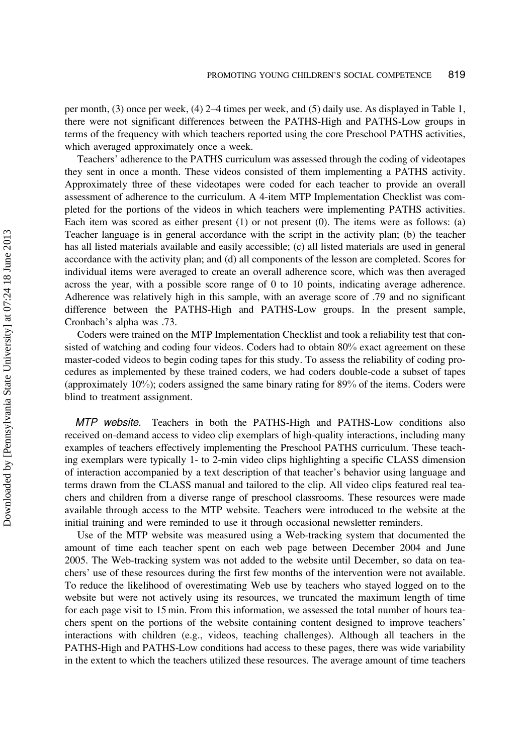per month, (3) once per week, (4) 2–4 times per week, and (5) daily use. As displayed in Table 1, there were not significant differences between the PATHS-High and PATHS-Low groups in terms of the frequency with which teachers reported using the core Preschool PATHS activities, which averaged approximately once a week.

Teachers' adherence to the PATHS curriculum was assessed through the coding of videotapes they sent in once a month. These videos consisted of them implementing a PATHS activity. Approximately three of these videotapes were coded for each teacher to provide an overall assessment of adherence to the curriculum. A 4-item MTP Implementation Checklist was completed for the portions of the videos in which teachers were implementing PATHS activities. Each item was scored as either present (1) or not present (0). The items were as follows: (a) Teacher language is in general accordance with the script in the activity plan; (b) the teacher has all listed materials available and easily accessible; (c) all listed materials are used in general accordance with the activity plan; and (d) all components of the lesson are completed. Scores for individual items were averaged to create an overall adherence score, which was then averaged across the year, with a possible score range of 0 to 10 points, indicating average adherence. Adherence was relatively high in this sample, with an average score of .79 and no significant difference between the PATHS-High and PATHS-Low groups. In the present sample, Cronbach's alpha was .73.

Coders were trained on the MTP Implementation Checklist and took a reliability test that consisted of watching and coding four videos. Coders had to obtain 80% exact agreement on these master-coded videos to begin coding tapes for this study. To assess the reliability of coding procedures as implemented by these trained coders, we had coders double-code a subset of tapes (approximately 10%); coders assigned the same binary rating for 89% of the items. Coders were blind to treatment assignment.

*MTP website.* Teachers in both the PATHS-High and PATHS-Low conditions also received on-demand access to video clip exemplars of high-quality interactions, including many examples of teachers effectively implementing the Preschool PATHS curriculum. These teaching exemplars were typically 1- to 2-min video clips highlighting a specific CLASS dimension of interaction accompanied by a text description of that teacher's behavior using language and terms drawn from the CLASS manual and tailored to the clip. All video clips featured real teachers and children from a diverse range of preschool classrooms. These resources were made available through access to the MTP website. Teachers were introduced to the website at the initial training and were reminded to use it through occasional newsletter reminders.

Use of the MTP website was measured using a Web-tracking system that documented the amount of time each teacher spent on each web page between December 2004 and June 2005. The Web-tracking system was not added to the website until December, so data on teachers' use of these resources during the first few months of the intervention were not available. To reduce the likelihood of overestimating Web use by teachers who stayed logged on to the website but were not actively using its resources, we truncated the maximum length of time for each page visit to 15 min. From this information, we assessed the total number of hours teachers spent on the portions of the website containing content designed to improve teachers' interactions with children (e.g., videos, teaching challenges). Although all teachers in the PATHS-High and PATHS-Low conditions had access to these pages, there was wide variability in the extent to which the teachers utilized these resources. The average amount of time teachers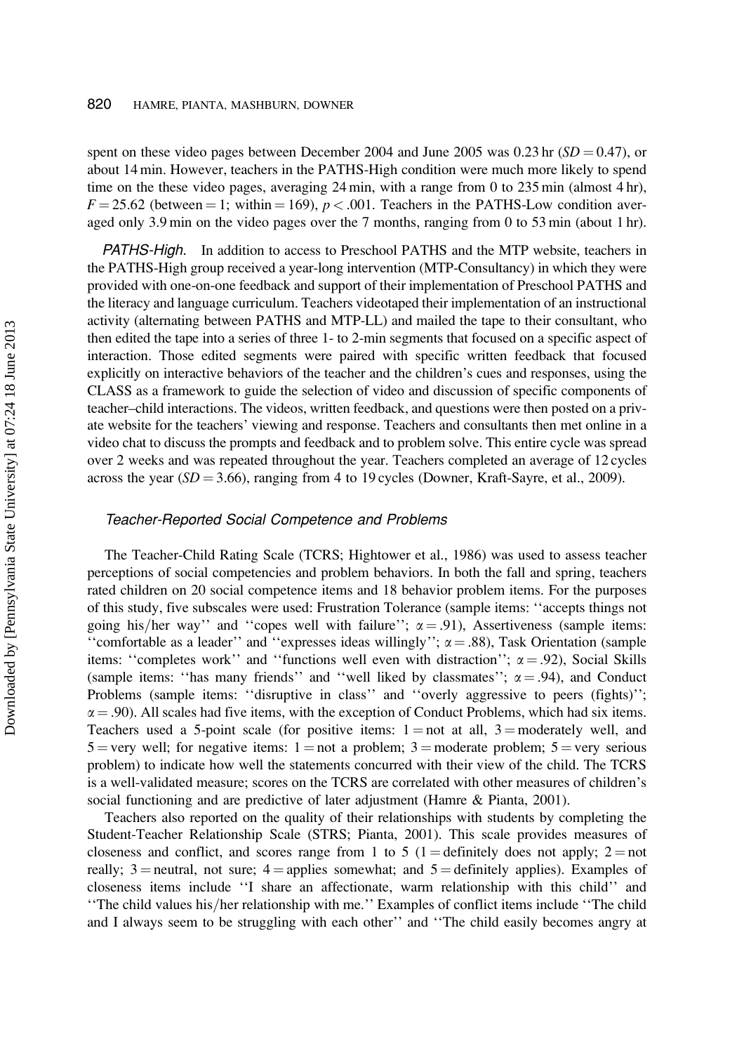spent on these video pages between December 2004 and June 2005 was 0.23 hr ($SD = 0.47$), or about 14 min. However, teachers in the PATHS-High condition were much more likely to spend time on the these video pages, averaging 24 min, with a range from 0 to 235 min (almost 4 hr), $F = 25.62$ (between = 1; within = 169), $p < .001$. Teachers in the PATHS-Low condition averaged only 3.9 min on the video pages over the 7 months, ranging from 0 to 53 min (about 1 hr).

*PATHS-High.* In addition to access to Preschool PATHS and the MTP website, teachers in the PATHS-High group received a year-long intervention (MTP-Consultancy) in which they were provided with one-on-one feedback and support of their implementation of Preschool PATHS and the literacy and language curriculum. Teachers videotaped their implementation of an instructional activity (alternating between PATHS and MTP-LL) and mailed the tape to their consultant, who then edited the tape into a series of three 1- to 2-min segments that focused on a specific aspect of interaction. Those edited segments were paired with specific written feedback that focused explicitly on interactive behaviors of the teacher and the children's cues and responses, using the CLASS as a framework to guide the selection of video and discussion of specific components of teacher–child interactions. The videos, written feedback, and questions were then posted on a private website for the teachers' viewing and response. Teachers and consultants then met online in a video chat to discuss the prompts and feedback and to problem solve. This entire cycle was spread over 2 weeks and was repeated throughout the year. Teachers completed an average of 12 cycles across the year ($SD = 3.66$), ranging from 4 to 19 cycles (Downer, Kraft-Sayre, et al., 2009).

### *Teacher-Reported Social Competence and Problems*

The Teacher-Child Rating Scale (TCRS; Hightower et al., 1986) was used to assess teacher perceptions of social competencies and problem behaviors. In both the fall and spring, teachers rated children on 20 social competence items and 18 behavior problem items. For the purposes of this study, five subscales were used: Frustration Tolerance (sample items: ''accepts things not going his/her way'' and ''copes well with failure''; $\alpha = .91$), Assertiveness (sample items: ''comfortable as a leader'' and ''expresses ideas willingly''; $\alpha = .88$), Task Orientation (sample items: ''completes work'' and ''functions well even with distraction''; $\alpha = .92$), Social Skills (sample items: ''has many friends'' and ''well liked by classmates''; $\alpha = .94$), and Conduct Problems (sample items: ''disruptive in class'' and ''overly aggressive to peers (fights)''; $\alpha = .90$). All scales had five items, with the exception of Conduct Problems, which had six items. Teachers used a 5-point scale (for positive items: 1 = not at all, 3 = moderately well, and 5 = very well; for negative items: 1 = not a problem; 3 = moderate problem; 5 = very serious problem) to indicate how well the statements concurred with their view of the child. The TCRS is a well-validated measure; scores on the TCRS are correlated with other measures of children's social functioning and are predictive of later adjustment (Hamre & Pianta, 2001).

Teachers also reported on the quality of their relationships with students by completing the Student-Teacher Relationship Scale (STRS; Pianta, 2001). This scale provides measures of closeness and conflict, and scores range from 1 to 5 (1 = definitely does not apply; 2 = not really; 3 = neutral, not sure; 4 = applies somewhat; and 5 = definitely applies). Examples of closeness items include ''I share an affectionate, warm relationship with this child'' and ''The child values his/her relationship with me.'' Examples of conflict items include ''The child and I always seem to be struggling with each other'' and ''The child easily becomes angry at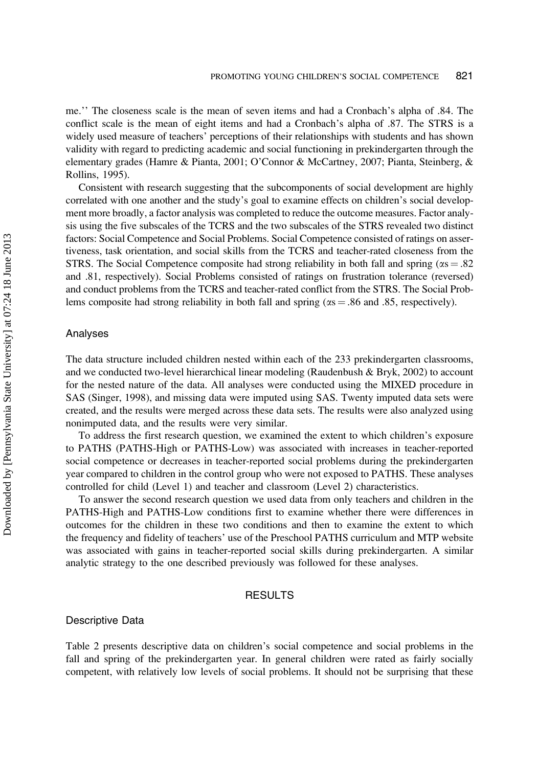me.'' The closeness scale is the mean of seven items and had a Cronbach's alpha of .84. The conflict scale is the mean of eight items and had a Cronbach's alpha of .87. The STRS is a widely used measure of teachers' perceptions of their relationships with students and has shown validity with regard to predicting academic and social functioning in prekindergarten through the elementary grades (Hamre & Pianta, 2001; O'Connor & McCartney, 2007; Pianta, Steinberg, & Rollins, 1995).

Consistent with research suggesting that the subcomponents of social development are highly correlated with one another and the study's goal to examine effects on children's social development more broadly, a factor analysis was completed to reduce the outcome measures. Factor analysis using the five subscales of the TCRS and the two subscales of the STRS revealed two distinct factors: Social Competence and Social Problems. Social Competence consisted of ratings on assertiveness, task orientation, and social skills from the TCRS and teacher-rated closeness from the STRS. The Social Competence composite had strong reliability in both fall and spring ($\alpha s = .82$ and .81, respectively). Social Problems consisted of ratings on frustration tolerance (reversed) and conduct problems from the TCRS and teacher-rated conflict from the STRS. The Social Problems composite had strong reliability in both fall and spring ($\alpha s = .86$ and .85, respectively).

### Analyses

The data structure included children nested within each of the 233 prekindergarten classrooms, and we conducted two-level hierarchical linear modeling (Raudenbush & Bryk, 2002) to account for the nested nature of the data. All analyses were conducted using the MIXED procedure in SAS (Singer, 1998), and missing data were imputed using SAS. Twenty imputed data sets were created, and the results were merged across these data sets. The results were also analyzed using nonimputed data, and the results were very similar.

To address the first research question, we examined the extent to which children's exposure to PATHS (PATHS-High or PATHS-Low) was associated with increases in teacher-reported social competence or decreases in teacher-reported social problems during the prekindergarten year compared to children in the control group who were not exposed to PATHS. These analyses controlled for child (Level 1) and teacher and classroom (Level 2) characteristics.

To answer the second research question we used data from only teachers and children in the PATHS-High and PATHS-Low conditions first to examine whether there were differences in outcomes for the children in these two conditions and then to examine the extent to which the frequency and fidelity of teachers' use of the Preschool PATHS curriculum and MTP website was associated with gains in teacher-reported social skills during prekindergarten. A similar analytic strategy to the one described previously was followed for these analyses.

## RESULTS

### Descriptive Data

Table 2 presents descriptive data on children's social competence and social problems in the fall and spring of the prekindergarten year. In general children were rated as fairly socially competent, with relatively low levels of social problems. It should not be surprising that these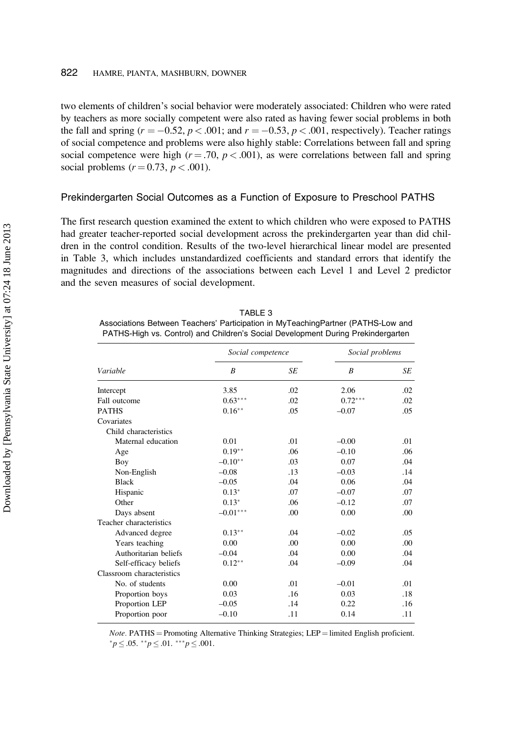two elements of children's social behavior were moderately associated: Children who were rated by teachers as more socially competent were also rated as having fewer social problems in both the fall and spring ($r = -0.52$, $p < .001$; and $r = -0.53$, $p < .001$, respectively). Teacher ratings of social competence and problems were also highly stable: Correlations between fall and spring social competence were high ($r = .70$, $p < .001$), as were correlations between fall and spring social problems ($r = 0.73$, $p < .001$).

## Prekindergarten Social Outcomes as a Function of Exposure to Preschool PATHS

The first research question examined the extent to which children who were exposed to PATHS had greater teacher-reported social development across the prekindergarten year than did children in the control condition. Results of the two-level hierarchical linear model are presented in Table 3, which includes unstandardized coefficients and standard errors that identify the magnitudes and directions of the associations between each Level 1 and Level 2 predictor and the seven measures of social development.

TABLE 3
Associations Between Teachers' Participation in MyTeachingPartner (PATHS-Low and PATHS-High vs. Control) and Children's Social Development During Prekindergarten

| | *Social competence* | | *Social problems* | |
|---|---|---|---|---|
| *Variable* | *B* | *SE* | *B* | *SE* |
| Intercept | 3.85 | .02 | 2.06 | .02 |
| Fall outcome | 0.63*** | .02 | 0.72*** | .02 |
| PATHS | 0.16** | .05 | −0.07 | .05 |
| Covariates | | | | |
| Child characteristics | | | | |
| Maternal education | 0.01 | .01 | −0.00 | .01 |
| Age | 0.19** | .06 | −0.10 | .06 |
| Boy | −0.10** | .03 | 0.07 | .04 |
| Non-English | −0.08 | .13 | −0.03 | .14 |
| Black | −0.05 | .04 | 0.06 | .04 |
| Hispanic | 0.13* | .07 | −0.07 | .07 |
| Other | 0.13* | .06 | −0.12 | .07 |
| Days absent | −0.01*** | .00 | 0.00 | .00 |
| Teacher characteristics | | | | |
| Advanced degree | 0.13** | .04 | −0.02 | .05 |
| Years teaching | 0.00 | .00 | 0.00 | .00 |
| Authoritarian beliefs | −0.04 | .04 | 0.00 | .04 |
| Self-efficacy beliefs | 0.12** | .04 | −0.09 | .04 |
| Classroom characteristics | | | | |
| No. of students | 0.00 | .01 | −0.01 | .01 |
| Proportion boys | 0.03 | .16 | 0.03 | .18 |
| Proportion LEP | −0.05 | .14 | 0.22 | .16 |
| Proportion poor | −0.10 | .11 | 0.14 | .11 |

*Note*. PATHS = Promoting Alternative Thinking Strategies; LEP = limited English proficient.
*$p \leq .05$. **$p \leq .01$. ***$p \leq .001$.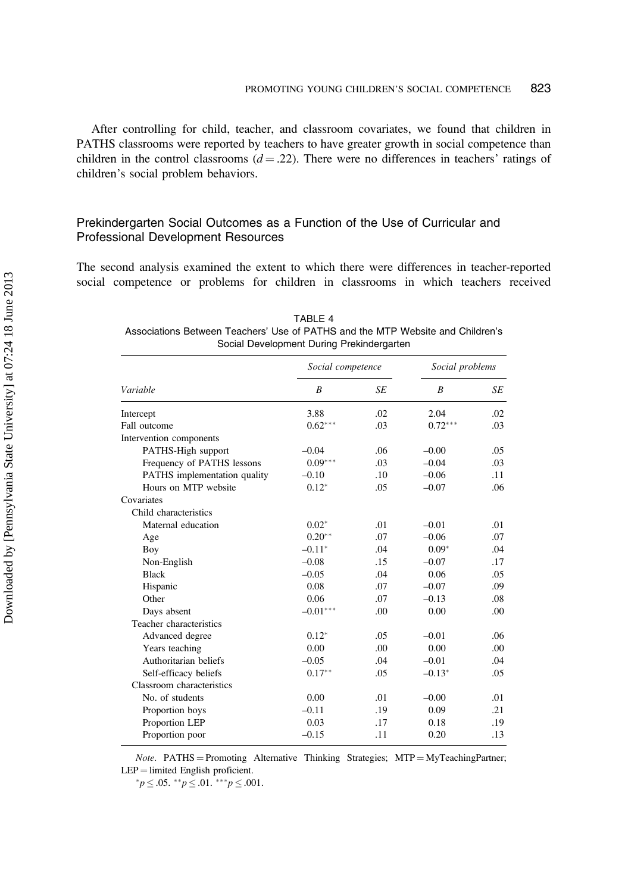After controlling for child, teacher, and classroom covariates, we found that children in PATHS classrooms were reported by teachers to have greater growth in social competence than children in the control classrooms ($d = .22$). There were no differences in teachers' ratings of children's social problem behaviors.

## Prekindergarten Social Outcomes as a Function of the Use of Curricular and Professional Development Resources

The second analysis examined the extent to which there were differences in teacher-reported social competence or problems for children in classrooms in which teachers received

TABLE 4
Associations Between Teachers' Use of PATHS and the MTP Website and Children's Social Development During Prekindergarten

| | *Social competence* | | *Social problems* | |
|---|---|---|---|---|
| *Variable* | *B* | *SE* | *B* | *SE* |
| Intercept | 3.88 | .02 | 2.04 | .02 |
| Fall outcome | 0.62*** | .03 | 0.72*** | .03 |
| Intervention components | | | | |
| PATHS-High support | –0.04 | .06 | –0.00 | .05 |
| Frequency of PATHS lessons | 0.09*** | .03 | –0.04 | .03 |
| PATHS implementation quality | –0.10 | .10 | –0.06 | .11 |
| Hours on MTP website | 0.12* | .05 | –0.07 | .06 |
| Covariates | | | | |
| Child characteristics | | | | |
| Maternal education | 0.02* | .01 | –0.01 | .01 |
| Age | 0.20** | .07 | –0.06 | .07 |
| Boy | –0.11* | .04 | 0.09* | .04 |
| Non-English | –0.08 | .15 | –0.07 | .17 |
| Black | –0.05 | .04 | 0.06 | .05 |
| Hispanic | 0.08 | .07 | –0.07 | .09 |
| Other | 0.06 | .07 | –0.13 | .08 |
| Days absent | –0.01*** | .00 | 0.00 | .00 |
| Teacher characteristics | | | | |
| Advanced degree | 0.12* | .05 | –0.01 | .06 |
| Years teaching | 0.00 | .00 | 0.00 | .00 |
| Authoritarian beliefs | –0.05 | .04 | –0.01 | .04 |
| Self-efficacy beliefs | 0.17** | .05 | –0.13* | .05 |
| Classroom characteristics | | | | |
| No. of students | 0.00 | .01 | –0.00 | .01 |
| Proportion boys | –0.11 | .19 | 0.09 | .21 |
| Proportion LEP | 0.03 | .17 | 0.18 | .19 |
| Proportion poor | –0.15 | .11 | 0.20 | .13 |

*Note*. PATHS = Promoting Alternative Thinking Strategies; MTP = MyTeachingPartner; LEP = limited English proficient.

*$p \leq .05$. **$p \leq .01$. ***$p \leq .001$.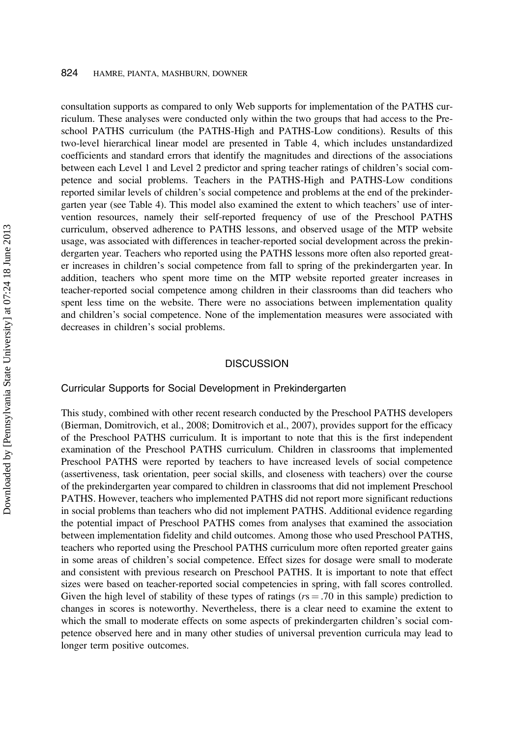consultation supports as compared to only Web supports for implementation of the PATHS curriculum. These analyses were conducted only within the two groups that had access to the Preschool PATHS curriculum (the PATHS-High and PATHS-Low conditions). Results of this two-level hierarchical linear model are presented in Table 4, which includes unstandardized coefficients and standard errors that identify the magnitudes and directions of the associations between each Level 1 and Level 2 predictor and spring teacher ratings of children's social competence and social problems. Teachers in the PATHS-High and PATHS-Low conditions reported similar levels of children's social competence and problems at the end of the prekindergarten year (see Table 4). This model also examined the extent to which teachers' use of intervention resources, namely their self-reported frequency of use of the Preschool PATHS curriculum, observed adherence to PATHS lessons, and observed usage of the MTP website usage, was associated with differences in teacher-reported social development across the prekindergarten year. Teachers who reported using the PATHS lessons more often also reported greater increases in children's social competence from fall to spring of the prekindergarten year. In addition, teachers who spent more time on the MTP website reported greater increases in teacher-reported social competence among children in their classrooms than did teachers who spent less time on the website. There were no associations between implementation quality and children's social competence. None of the implementation measures were associated with decreases in children's social problems.

## DISCUSSION

### Curricular Supports for Social Development in Prekindergarten

This study, combined with other recent research conducted by the Preschool PATHS developers (Bierman, Domitrovich, et al., 2008; Domitrovich et al., 2007), provides support for the efficacy of the Preschool PATHS curriculum. It is important to note that this is the first independent examination of the Preschool PATHS curriculum. Children in classrooms that implemented Preschool PATHS were reported by teachers to have increased levels of social competence (assertiveness, task orientation, peer social skills, and closeness with teachers) over the course of the prekindergarten year compared to children in classrooms that did not implement Preschool PATHS. However, teachers who implemented PATHS did not report more significant reductions in social problems than teachers who did not implement PATHS. Additional evidence regarding the potential impact of Preschool PATHS comes from analyses that examined the association between implementation fidelity and child outcomes. Among those who used Preschool PATHS, teachers who reported using the Preschool PATHS curriculum more often reported greater gains in some areas of children's social competence. Effect sizes for dosage were small to moderate and consistent with previous research on Preschool PATHS. It is important to note that effect sizes were based on teacher-reported social competencies in spring, with fall scores controlled. Given the high level of stability of these types of ratings ($rs = .70$ in this sample) prediction to changes in scores is noteworthy. Nevertheless, there is a clear need to examine the extent to which the small to moderate effects on some aspects of prekindergarten children's social competence observed here and in many other studies of universal prevention curricula may lead to longer term positive outcomes.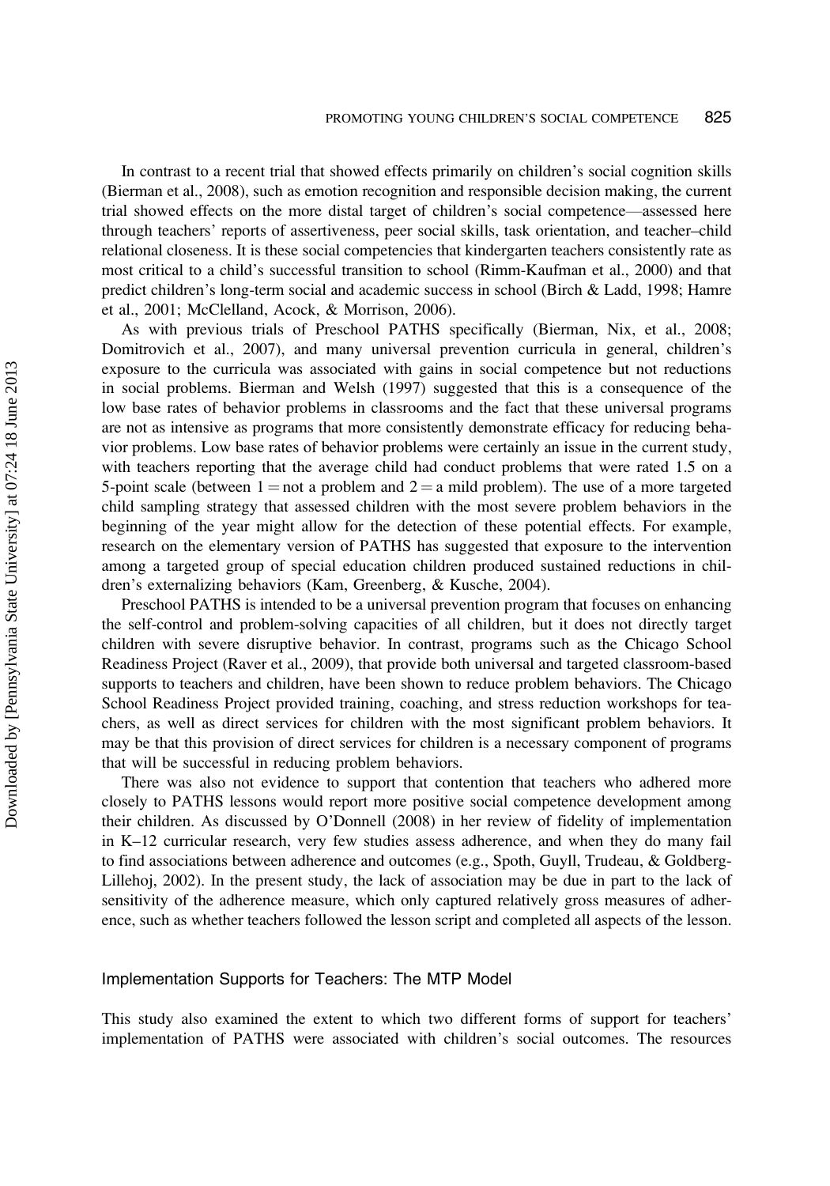In contrast to a recent trial that showed effects primarily on children's social cognition skills (Bierman et al., 2008), such as emotion recognition and responsible decision making, the current trial showed effects on the more distal target of children's social competence—assessed here through teachers' reports of assertiveness, peer social skills, task orientation, and teacher–child relational closeness. It is these social competencies that kindergarten teachers consistently rate as most critical to a child's successful transition to school (Rimm-Kaufman et al., 2000) and that predict children's long-term social and academic success in school (Birch & Ladd, 1998; Hamre et al., 2001; McClelland, Acock, & Morrison, 2006).

As with previous trials of Preschool PATHS specifically (Bierman, Nix, et al., 2008; Domitrovich et al., 2007), and many universal prevention curricula in general, children's exposure to the curricula was associated with gains in social competence but not reductions in social problems. Bierman and Welsh (1997) suggested that this is a consequence of the low base rates of behavior problems in classrooms and the fact that these universal programs are not as intensive as programs that more consistently demonstrate efficacy for reducing behavior problems. Low base rates of behavior problems were certainly an issue in the current study, with teachers reporting that the average child had conduct problems that were rated 1.5 on a 5-point scale (between 1 = not a problem and 2 = a mild problem). The use of a more targeted child sampling strategy that assessed children with the most severe problem behaviors in the beginning of the year might allow for the detection of these potential effects. For example, research on the elementary version of PATHS has suggested that exposure to the intervention among a targeted group of special education children produced sustained reductions in children's externalizing behaviors (Kam, Greenberg, & Kusche, 2004).

Preschool PATHS is intended to be a universal prevention program that focuses on enhancing the self-control and problem-solving capacities of all children, but it does not directly target children with severe disruptive behavior. In contrast, programs such as the Chicago School Readiness Project (Raver et al., 2009), that provide both universal and targeted classroom-based supports to teachers and children, have been shown to reduce problem behaviors. The Chicago School Readiness Project provided training, coaching, and stress reduction workshops for teachers, as well as direct services for children with the most significant problem behaviors. It may be that this provision of direct services for children is a necessary component of programs that will be successful in reducing problem behaviors.

There was also not evidence to support that contention that teachers who adhered more closely to PATHS lessons would report more positive social competence development among their children. As discussed by O'Donnell (2008) in her review of fidelity of implementation in K–12 curricular research, very few studies assess adherence, and when they do many fail to find associations between adherence and outcomes (e.g., Spoth, Guyll, Trudeau, & Goldberg-Lillehoj, 2002). In the present study, the lack of association may be due in part to the lack of sensitivity of the adherence measure, which only captured relatively gross measures of adherence, such as whether teachers followed the lesson script and completed all aspects of the lesson.

### Implementation Supports for Teachers: The MTP Model

This study also examined the extent to which two different forms of support for teachers' implementation of PATHS were associated with children's social outcomes. The resources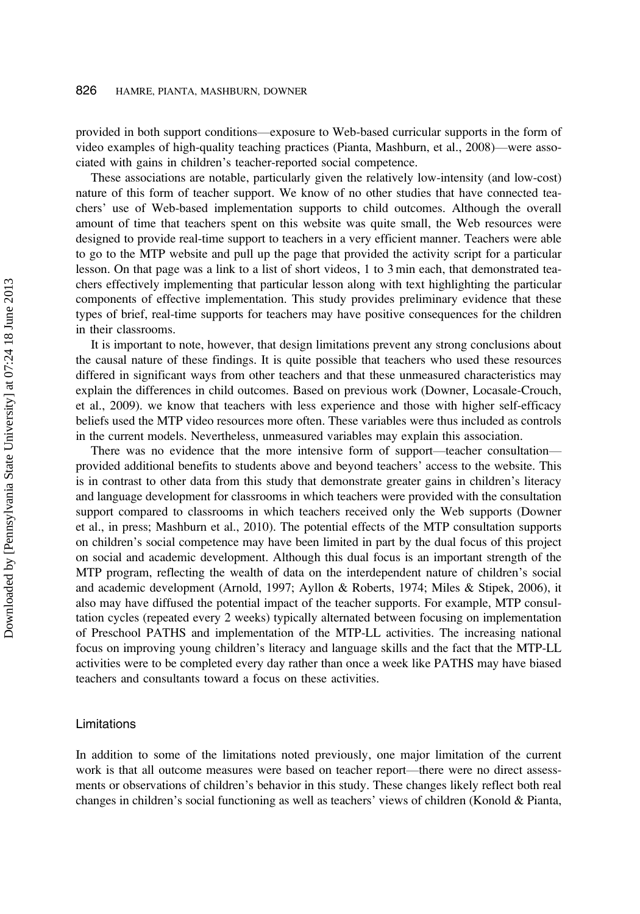provided in both support conditions—exposure to Web-based curricular supports in the form of video examples of high-quality teaching practices (Pianta, Mashburn, et al., 2008)—were associated with gains in children's teacher-reported social competence.

These associations are notable, particularly given the relatively low-intensity (and low-cost) nature of this form of teacher support. We know of no other studies that have connected teachers' use of Web-based implementation supports to child outcomes. Although the overall amount of time that teachers spent on this website was quite small, the Web resources were designed to provide real-time support to teachers in a very efficient manner. Teachers were able to go to the MTP website and pull up the page that provided the activity script for a particular lesson. On that page was a link to a list of short videos, 1 to 3 min each, that demonstrated teachers effectively implementing that particular lesson along with text highlighting the particular components of effective implementation. This study provides preliminary evidence that these types of brief, real-time supports for teachers may have positive consequences for the children in their classrooms.

It is important to note, however, that design limitations prevent any strong conclusions about the causal nature of these findings. It is quite possible that teachers who used these resources differed in significant ways from other teachers and that these unmeasured characteristics may explain the differences in child outcomes. Based on previous work (Downer, Locasale-Crouch, et al., 2009). we know that teachers with less experience and those with higher self-efficacy beliefs used the MTP video resources more often. These variables were thus included as controls in the current models. Nevertheless, unmeasured variables may explain this association.

There was no evidence that the more intensive form of support—teacher consultation—provided additional benefits to students above and beyond teachers' access to the website. This is in contrast to other data from this study that demonstrate greater gains in children's literacy and language development for classrooms in which teachers were provided with the consultation support compared to classrooms in which teachers received only the Web supports (Downer et al., in press; Mashburn et al., 2010). The potential effects of the MTP consultation supports on children's social competence may have been limited in part by the dual focus of this project on social and academic development. Although this dual focus is an important strength of the MTP program, reflecting the wealth of data on the interdependent nature of children's social and academic development (Arnold, 1997; Ayllon & Roberts, 1974; Miles & Stipek, 2006), it also may have diffused the potential impact of the teacher supports. For example, MTP consultation cycles (repeated every 2 weeks) typically alternated between focusing on implementation of Preschool PATHS and implementation of the MTP-LL activities. The increasing national focus on improving young children's literacy and language skills and the fact that the MTP-LL activities were to be completed every day rather than once a week like PATHS may have biased teachers and consultants toward a focus on these activities.

## Limitations

In addition to some of the limitations noted previously, one major limitation of the current work is that all outcome measures were based on teacher report—there were no direct assessments or observations of children's behavior in this study. These changes likely reflect both real changes in children's social functioning as well as teachers' views of children (Konold & Pianta,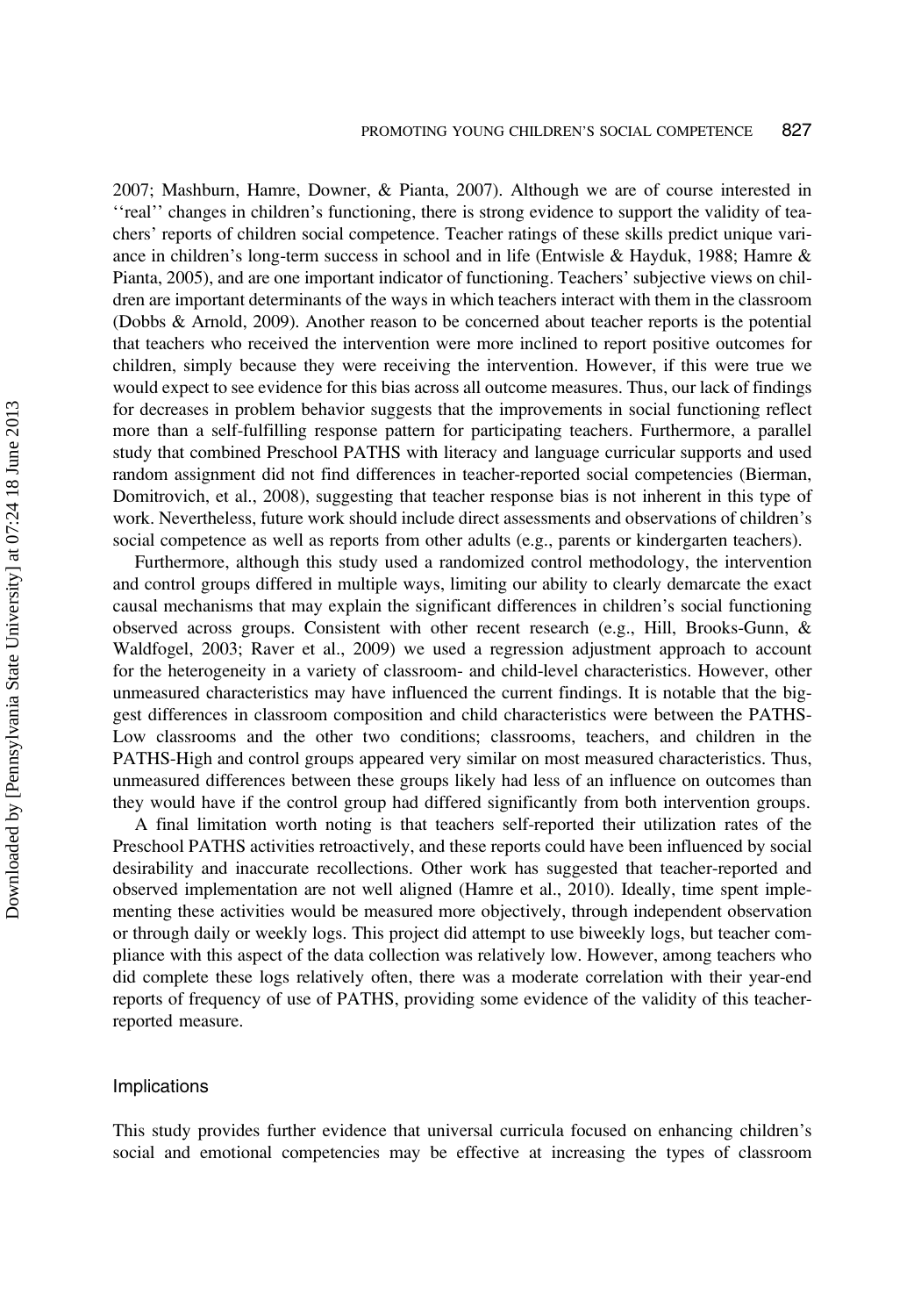2007; Mashburn, Hamre, Downer, & Pianta, 2007). Although we are of course interested in ''real'' changes in children's functioning, there is strong evidence to support the validity of teachers' reports of children social competence. Teacher ratings of these skills predict unique variance in children's long-term success in school and in life (Entwisle & Hayduk, 1988; Hamre & Pianta, 2005), and are one important indicator of functioning. Teachers' subjective views on children are important determinants of the ways in which teachers interact with them in the classroom (Dobbs & Arnold, 2009). Another reason to be concerned about teacher reports is the potential that teachers who received the intervention were more inclined to report positive outcomes for children, simply because they were receiving the intervention. However, if this were true we would expect to see evidence for this bias across all outcome measures. Thus, our lack of findings for decreases in problem behavior suggests that the improvements in social functioning reflect more than a self-fulfilling response pattern for participating teachers. Furthermore, a parallel study that combined Preschool PATHS with literacy and language curricular supports and used random assignment did not find differences in teacher-reported social competencies (Bierman, Domitrovich, et al., 2008), suggesting that teacher response bias is not inherent in this type of work. Nevertheless, future work should include direct assessments and observations of children's social competence as well as reports from other adults (e.g., parents or kindergarten teachers).

Furthermore, although this study used a randomized control methodology, the intervention and control groups differed in multiple ways, limiting our ability to clearly demarcate the exact causal mechanisms that may explain the significant differences in children's social functioning observed across groups. Consistent with other recent research (e.g., Hill, Brooks-Gunn, & Waldfogel, 2003; Raver et al., 2009) we used a regression adjustment approach to account for the heterogeneity in a variety of classroom- and child-level characteristics. However, other unmeasured characteristics may have influenced the current findings. It is notable that the biggest differences in classroom composition and child characteristics were between the PATHS-Low classrooms and the other two conditions; classrooms, teachers, and children in the PATHS-High and control groups appeared very similar on most measured characteristics. Thus, unmeasured differences between these groups likely had less of an influence on outcomes than they would have if the control group had differed significantly from both intervention groups.

A final limitation worth noting is that teachers self-reported their utilization rates of the Preschool PATHS activities retroactively, and these reports could have been influenced by social desirability and inaccurate recollections. Other work has suggested that teacher-reported and observed implementation are not well aligned (Hamre et al., 2010). Ideally, time spent implementing these activities would be measured more objectively, through independent observation or through daily or weekly logs. This project did attempt to use biweekly logs, but teacher compliance with this aspect of the data collection was relatively low. However, among teachers who did complete these logs relatively often, there was a moderate correlation with their year-end reports of frequency of use of PATHS, providing some evidence of the validity of this teacher-reported measure.

## Implications

This study provides further evidence that universal curricula focused on enhancing children's social and emotional competencies may be effective at increasing the types of classroom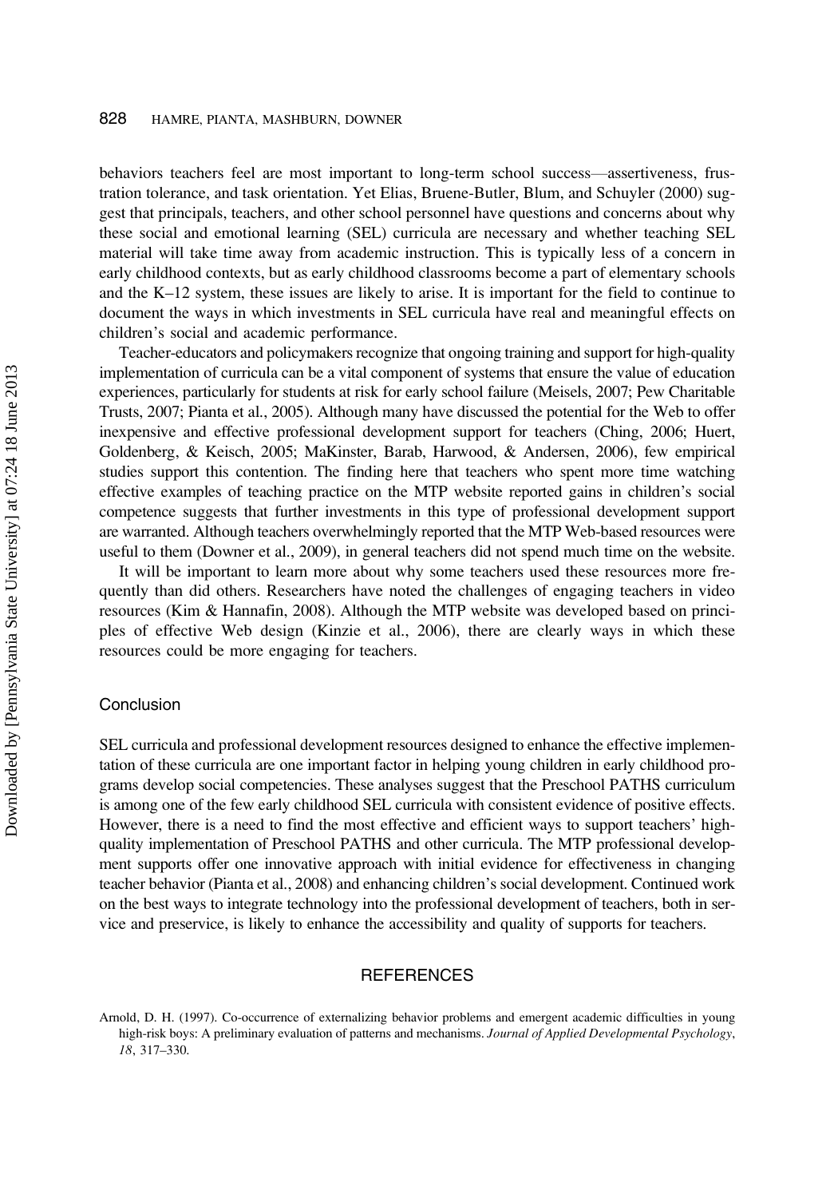behaviors teachers feel are most important to long-term school success—assertiveness, frustration tolerance, and task orientation. Yet Elias, Bruene-Butler, Blum, and Schuyler (2000) suggest that principals, teachers, and other school personnel have questions and concerns about why these social and emotional learning (SEL) curricula are necessary and whether teaching SEL material will take time away from academic instruction. This is typically less of a concern in early childhood contexts, but as early childhood classrooms become a part of elementary schools and the K–12 system, these issues are likely to arise. It is important for the field to continue to document the ways in which investments in SEL curricula have real and meaningful effects on children's social and academic performance.

Teacher-educators and policymakers recognize that ongoing training and support for high-quality implementation of curricula can be a vital component of systems that ensure the value of education experiences, particularly for students at risk for early school failure (Meisels, 2007; Pew Charitable Trusts, 2007; Pianta et al., 2005). Although many have discussed the potential for the Web to offer inexpensive and effective professional development support for teachers (Ching, 2006; Huert, Goldenberg, & Keisch, 2005; MaKinster, Barab, Harwood, & Andersen, 2006), few empirical studies support this contention. The finding here that teachers who spent more time watching effective examples of teaching practice on the MTP website reported gains in children's social competence suggests that further investments in this type of professional development support are warranted. Although teachers overwhelmingly reported that the MTP Web-based resources were useful to them (Downer et al., 2009), in general teachers did not spend much time on the website.

It will be important to learn more about why some teachers used these resources more frequently than did others. Researchers have noted the challenges of engaging teachers in video resources (Kim & Hannafin, 2008). Although the MTP website was developed based on principles of effective Web design (Kinzie et al., 2006), there are clearly ways in which these resources could be more engaging for teachers.

## Conclusion

SEL curricula and professional development resources designed to enhance the effective implementation of these curricula are one important factor in helping young children in early childhood programs develop social competencies. These analyses suggest that the Preschool PATHS curriculum is among one of the few early childhood SEL curricula with consistent evidence of positive effects. However, there is a need to find the most effective and efficient ways to support teachers' high-quality implementation of Preschool PATHS and other curricula. The MTP professional development supports offer one innovative approach with initial evidence for effectiveness in changing teacher behavior (Pianta et al., 2008) and enhancing children's social development. Continued work on the best ways to integrate technology into the professional development of teachers, both in service and preservice, is likely to enhance the accessibility and quality of supports for teachers.

## REFERENCES

Arnold, D. H. (1997). Co-occurrence of externalizing behavior problems and emergent academic difficulties in young high-risk boys: A preliminary evaluation of patterns and mechanisms. *Journal of Applied Developmental Psychology*, *18*, 317–330.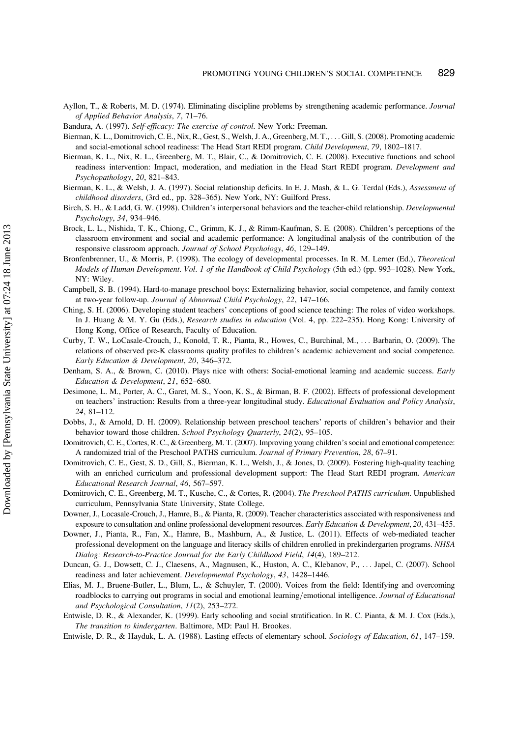Ayllon, T., & Roberts, M. D. (1974). Eliminating discipline problems by strengthening academic performance. *Journal of Applied Behavior Analysis*, *7*, 71–76.

Bandura, A. (1997). *Self-efficacy: The exercise of control*. New York: Freeman.

Bierman, K. L., Domitrovich, C. E., Nix, R., Gest, S., Welsh, J. A., Greenberg, M. T., . . . Gill, S. (2008). Promoting academic and social-emotional school readiness: The Head Start REDI program. *Child Development*, *79*, 1802–1817.

Bierman, K. L., Nix, R. L., Greenberg, M. T., Blair, C., & Domitrovich, C. E. (2008). Executive functions and school readiness intervention: Impact, moderation, and mediation in the Head Start REDI program. *Development and Psychopathology*, *20*, 821–843.

Bierman, K. L., & Welsh, J. A. (1997). Social relationship deficits. In E. J. Mash, & L. G. Terdal (Eds.), *Assessment of childhood disorders*, (3rd ed., pp. 328–365). New York, NY: Guilford Press.

Birch, S. H., & Ladd, G. W. (1998). Children's interpersonal behaviors and the teacher-child relationship. *Developmental Psychology*, *34*, 934–946.

Brock, L. L., Nishida, T. K., Chiong, C., Grimm, K. J., & Rimm-Kaufman, S. E. (2008). Children's perceptions of the classroom environment and social and academic performance: A longitudinal analysis of the contribution of the responsive classroom approach. *Journal of School Psychology*, *46*, 129–149.

Bronfenbrenner, U., & Morris, P. (1998). The ecology of developmental processes. In R. M. Lerner (Ed.), *Theoretical Models of Human Development. Vol. 1 of the Handbook of Child Psychology* (5th ed.) (pp. 993–1028). New York, NY: Wiley.

Campbell, S. B. (1994). Hard-to-manage preschool boys: Externalizing behavior, social competence, and family context at two-year follow-up. *Journal of Abnormal Child Psychology*, *22*, 147–166.

Ching, S. H. (2006). Developing student teachers' conceptions of good science teaching: The roles of video workshops. In J. Huang & M. Y. Gu (Eds.), *Research studies in education* (Vol. 4, pp. 222–235). Hong Kong: University of Hong Kong, Office of Research, Faculty of Education.

Curby, T. W., LoCasale-Crouch, J., Konold, T. R., Pianta, R., Howes, C., Burchinal, M., . . . Barbarin, O. (2009). The relations of observed pre-K classrooms quality profiles to children's academic achievement and social competence. *Early Education & Development*, *20*, 346–372.

Denham, S. A., & Brown, C. (2010). Plays nice with others: Social-emotional learning and academic success. *Early Education & Development*, *21*, 652–680.

Desimone, L. M., Porter, A. C., Garet, M. S., Yoon, K. S., & Birman, B. F. (2002). Effects of professional development on teachers' instruction: Results from a three-year longitudinal study. *Educational Evaluation and Policy Analysis*, *24*, 81–112.

Dobbs, J., & Arnold, D. H. (2009). Relationship between preschool teachers' reports of children's behavior and their behavior toward those children. *School Psychology Quarterly*, *24*(2), 95–105.

Domitrovich, C. E., Cortes, R. C., & Greenberg, M. T. (2007). Improving young children's social and emotional competence: A randomized trial of the Preschool PATHS curriculum. *Journal of Primary Prevention*, *28*, 67–91.

Domitrovich, C. E., Gest, S. D., Gill, S., Bierman, K. L., Welsh, J., & Jones, D. (2009). Fostering high-quality teaching with an enriched curriculum and professional development support: The Head Start REDI program. *American Educational Research Journal*, *46*, 567–597.

Domitrovich, C. E., Greenberg, M. T., Kusche, C., & Cortes, R. (2004). *The Preschool PATHS curriculum*. Unpublished curriculum, Pennsylvania State University, State College.

Downer, J., Locasale-Crouch, J., Hamre, B., & Pianta, R. (2009). Teacher characteristics associated with responsiveness and exposure to consultation and online professional development resources. *Early Education & Development*, *20*, 431–455.

Downer, J., Pianta, R., Fan, X., Hamre, B., Mashburn, A., & Justice, L. (2011). Effects of web-mediated teacher professional development on the language and literacy skills of children enrolled in prekindergarten programs. *NHSA Dialog: Research-to-Practice Journal for the Early Childhood Field*, *14*(4), 189–212.

Duncan, G. J., Dowsett, C. J., Claesens, A., Magnusen, K., Huston, A. C., Klebanov, P., . . . Japel, C. (2007). School readiness and later achievement. *Developmental Psychology*, *43*, 1428–1446.

Elias, M. J., Bruene-Butler, L., Blum, L., & Schuyler, T. (2000). Voices from the field: Identifying and overcoming roadblocks to carrying out programs in social and emotional learning/emotional intelligence. *Journal of Educational and Psychological Consultation*, *11*(2), 253–272.

Entwisle, D. R., & Alexander, K. (1999). Early schooling and social stratification. In R. C. Pianta, & M. J. Cox (Eds.), *The transition to kindergarten*. Baltimore, MD: Paul H. Brookes.

Entwisle, D. R., & Hayduk, L. A. (1988). Lasting effects of elementary school. *Sociology of Education*, *61*, 147–159.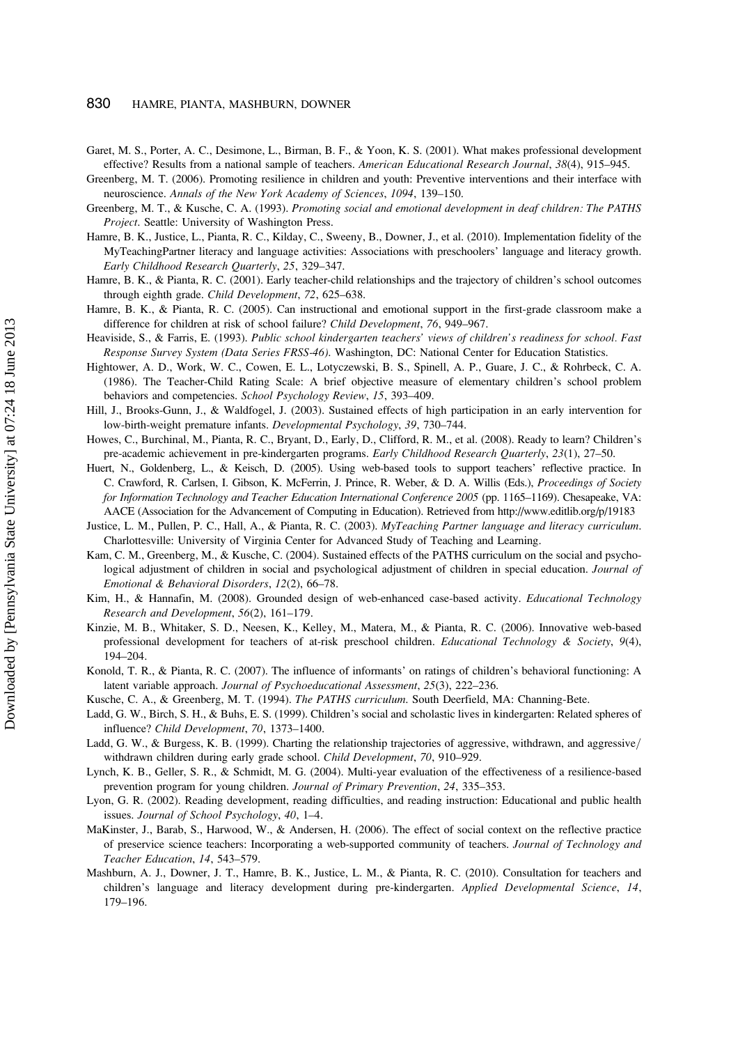Garet, M. S., Porter, A. C., Desimone, L., Birman, B. F., & Yoon, K. S. (2001). What makes professional development effective? Results from a national sample of teachers. *American Educational Research Journal*, *38*(4), 915–945.

Greenberg, M. T. (2006). Promoting resilience in children and youth: Preventive interventions and their interface with neuroscience. *Annals of the New York Academy of Sciences*, *1094*, 139–150.

Greenberg, M. T., & Kusche, C. A. (1993). *Promoting social and emotional development in deaf children: The PATHS Project*. Seattle: University of Washington Press.

Hamre, B. K., Justice, L., Pianta, R. C., Kilday, C., Sweeny, B., Downer, J., et al. (2010). Implementation fidelity of the MyTeachingPartner literacy and language activities: Associations with preschoolers' language and literacy growth. *Early Childhood Research Quarterly*, *25*, 329–347.

Hamre, B. K., & Pianta, R. C. (2001). Early teacher-child relationships and the trajectory of children's school outcomes through eighth grade. *Child Development*, *72*, 625–638.

Hamre, B. K., & Pianta, R. C. (2005). Can instructional and emotional support in the first-grade classroom make a difference for children at risk of school failure? *Child Development*, *76*, 949–967.

Heaviside, S., & Farris, E. (1993). *Public school kindergarten teachers' views of children's readiness for school. Fast Response Survey System (Data Series FRSS-46)*. Washington, DC: National Center for Education Statistics.

Hightower, A. D., Work, W. C., Cowen, E. L., Lotyczewski, B. S., Spinell, A. P., Guare, J. C., & Rohrbeck, C. A. (1986). The Teacher-Child Rating Scale: A brief objective measure of elementary children's school problem behaviors and competencies. *School Psychology Review*, *15*, 393–409.

Hill, J., Brooks-Gunn, J., & Waldfogel, J. (2003). Sustained effects of high participation in an early intervention for low-birth-weight premature infants. *Developmental Psychology*, *39*, 730–744.

Howes, C., Burchinal, M., Pianta, R. C., Bryant, D., Early, D., Clifford, R. M., et al. (2008). Ready to learn? Children's pre-academic achievement in pre-kindergarten programs. *Early Childhood Research Quarterly*, *23*(1), 27–50.

Huert, N., Goldenberg, L., & Keisch, D. (2005). Using web-based tools to support teachers' reflective practice. In C. Crawford, R. Carlsen, I. Gibson, K. McFerrin, J. Prince, R. Weber, & D. A. Willis (Eds.), *Proceedings of Society for Information Technology and Teacher Education International Conference 2005* (pp. 1165–1169). Chesapeake, VA: AACE (Association for the Advancement of Computing in Education). Retrieved from http://www.editlib.org/p/19183

Justice, L. M., Pullen, P. C., Hall, A., & Pianta, R. C. (2003). *MyTeaching Partner language and literacy curriculum*. Charlottesville: University of Virginia Center for Advanced Study of Teaching and Learning.

Kam, C. M., Greenberg, M., & Kusche, C. (2004). Sustained effects of the PATHS curriculum on the social and psychological adjustment of children in social and psychological adjustment of children in special education. *Journal of Emotional & Behavioral Disorders*, *12*(2), 66–78.

Kim, H., & Hannafin, M. (2008). Grounded design of web-enhanced case-based activity. *Educational Technology Research and Development*, *56*(2), 161–179.

Kinzie, M. B., Whitaker, S. D., Neesen, K., Kelley, M., Matera, M., & Pianta, R. C. (2006). Innovative web-based professional development for teachers of at-risk preschool children. *Educational Technology & Society*, *9*(4), 194–204.

Konold, T. R., & Pianta, R. C. (2007). The influence of informants' on ratings of children's behavioral functioning: A latent variable approach. *Journal of Psychoeducational Assessment*, *25*(3), 222–236.

Kusche, C. A., & Greenberg, M. T. (1994). *The PATHS curriculum*. South Deerfield, MA: Channing-Bete.

Ladd, G. W., Birch, S. H., & Buhs, E. S. (1999). Children's social and scholastic lives in kindergarten: Related spheres of influence? *Child Development*, *70*, 1373–1400.

Ladd, G. W., & Burgess, K. B. (1999). Charting the relationship trajectories of aggressive, withdrawn, and aggressive/withdrawn children during early grade school. *Child Development*, *70*, 910–929.

Lynch, K. B., Geller, S. R., & Schmidt, M. G. (2004). Multi-year evaluation of the effectiveness of a resilience-based prevention program for young children. *Journal of Primary Prevention*, *24*, 335–353.

Lyon, G. R. (2002). Reading development, reading difficulties, and reading instruction: Educational and public health issues. *Journal of School Psychology*, *40*, 1–4.

MaKinster, J., Barab, S., Harwood, W., & Andersen, H. (2006). The effect of social context on the reflective practice of preservice science teachers: Incorporating a web-supported community of teachers. *Journal of Technology and Teacher Education*, *14*, 543–579.

Mashburn, A. J., Downer, J. T., Hamre, B. K., Justice, L. M., & Pianta, R. C. (2010). Consultation for teachers and children's language and literacy development during pre-kindergarten. *Applied Developmental Science*, *14*, 179–196.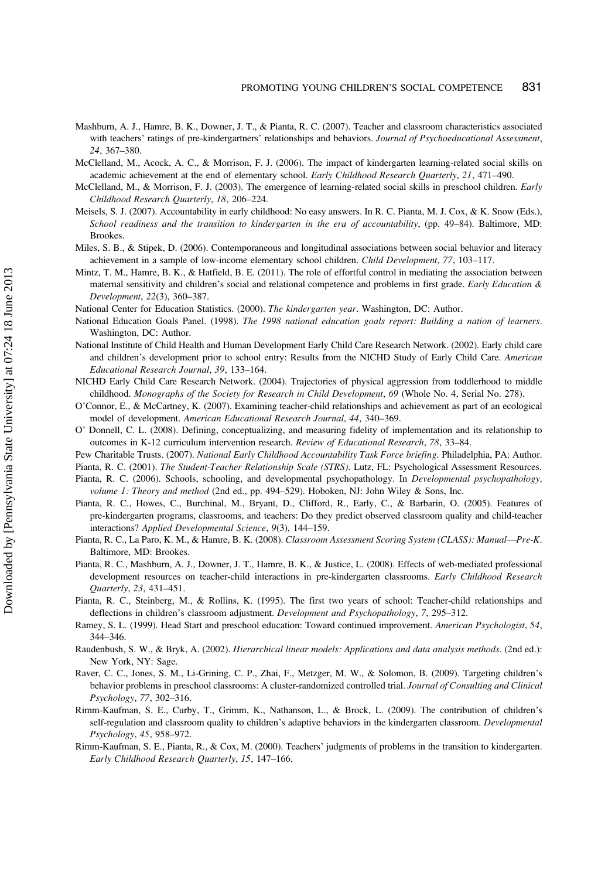Mashburn, A. J., Hamre, B. K., Downer, J. T., & Pianta, R. C. (2007). Teacher and classroom characteristics associated with teachers' ratings of pre-kindergartners' relationships and behaviors. *Journal of Psychoeducational Assessment*, *24*, 367–380.

McClelland, M., Acock, A. C., & Morrison, F. J. (2006). The impact of kindergarten learning-related social skills on academic achievement at the end of elementary school. *Early Childhood Research Quarterly*, *21*, 471–490.

McClelland, M., & Morrison, F. J. (2003). The emergence of learning-related social skills in preschool children. *Early Childhood Research Quarterly*, *18*, 206–224.

Meisels, S. J. (2007). Accountability in early childhood: No easy answers. In R. C. Pianta, M. J. Cox, & K. Snow (Eds.), *School readiness and the transition to kindergarten in the era of accountability*, (pp. 49–84). Baltimore, MD: Brookes.

Miles, S. B., & Stipek, D. (2006). Contemporaneous and longitudinal associations between social behavior and literacy achievement in a sample of low-income elementary school children. *Child Development*, *77*, 103–117.

Mintz, T. M., Hamre, B. K., & Hatfield, B. E. (2011). The role of effortful control in mediating the association between maternal sensitivity and children's social and relational competence and problems in first grade. *Early Education & Development*, *22*(3), 360–387.

National Center for Education Statistics. (2000). *The kindergarten year*. Washington, DC: Author.

National Education Goals Panel. (1998). *The 1998 national education goals report: Building a nation of learners*. Washington, DC: Author.

National Institute of Child Health and Human Development Early Child Care Research Network. (2002). Early child care and children's development prior to school entry: Results from the NICHD Study of Early Child Care. *American Educational Research Journal*, *39*, 133–164.

NICHD Early Child Care Research Network. (2004). Trajectories of physical aggression from toddlerhood to middle childhood. *Monographs of the Society for Research in Child Development*, *69* (Whole No. 4, Serial No. 278).

O'Connor, E., & McCartney, K. (2007). Examining teacher-child relationships and achievement as part of an ecological model of development. *American Educational Research Journal*, *44*, 340–369.

O' Donnell, C. L. (2008). Defining, conceptualizing, and measuring fidelity of implementation and its relationship to outcomes in K-12 curriculum intervention research. *Review of Educational Research*, *78*, 33–84.

Pew Charitable Trusts. (2007). *National Early Childhood Accountability Task Force briefing*. Philadelphia, PA: Author.

Pianta, R. C. (2001). *The Student-Teacher Relationship Scale (STRS)*. Lutz, FL: Psychological Assessment Resources.

Pianta, R. C. (2006). Schools, schooling, and developmental psychopathology. In *Developmental psychopathology, volume 1: Theory and method* (2nd ed., pp. 494–529). Hoboken, NJ: John Wiley & Sons, Inc.

Pianta, R. C., Howes, C., Burchinal, M., Bryant, D., Clifford, R., Early, C., & Barbarin, O. (2005). Features of pre-kindergarten programs, classrooms, and teachers: Do they predict observed classroom quality and child-teacher interactions? *Applied Developmental Science*, *9*(3), 144–159.

Pianta, R. C., La Paro, K. M., & Hamre, B. K. (2008). *Classroom Assessment Scoring System (CLASS): Manual—Pre-K*. Baltimore, MD: Brookes.

Pianta, R. C., Mashburn, A. J., Downer, J. T., Hamre, B. K., & Justice, L. (2008). Effects of web-mediated professional development resources on teacher-child interactions in pre-kindergarten classrooms. *Early Childhood Research Quarterly*, *23*, 431–451.

Pianta, R. C., Steinberg, M., & Rollins, K. (1995). The first two years of school: Teacher-child relationships and deflections in children's classroom adjustment. *Development and Psychopathology*, *7*, 295–312.

Ramey, S. L. (1999). Head Start and preschool education: Toward continued improvement. *American Psychologist*, *54*, 344–346.

Raudenbush, S. W., & Bryk, A. (2002). *Hierarchical linear models: Applications and data analysis methods*. (2nd ed.): New York, NY: Sage.

Raver, C. C., Jones, S. M., Li-Grining, C. P., Zhai, F., Metzger, M. W., & Solomon, B. (2009). Targeting children's behavior problems in preschool classrooms: A cluster-randomized controlled trial. *Journal of Consulting and Clinical Psychology*, *77*, 302–316.

Rimm-Kaufman, S. E., Curby, T., Grimm, K., Nathanson, L., & Brock, L. (2009). The contribution of children's self-regulation and classroom quality to children's adaptive behaviors in the kindergarten classroom. *Developmental Psychology*, *45*, 958–972.

Rimm-Kaufman, S. E., Pianta, R., & Cox, M. (2000). Teachers' judgments of problems in the transition to kindergarten. *Early Childhood Research Quarterly*, *15*, 147–166.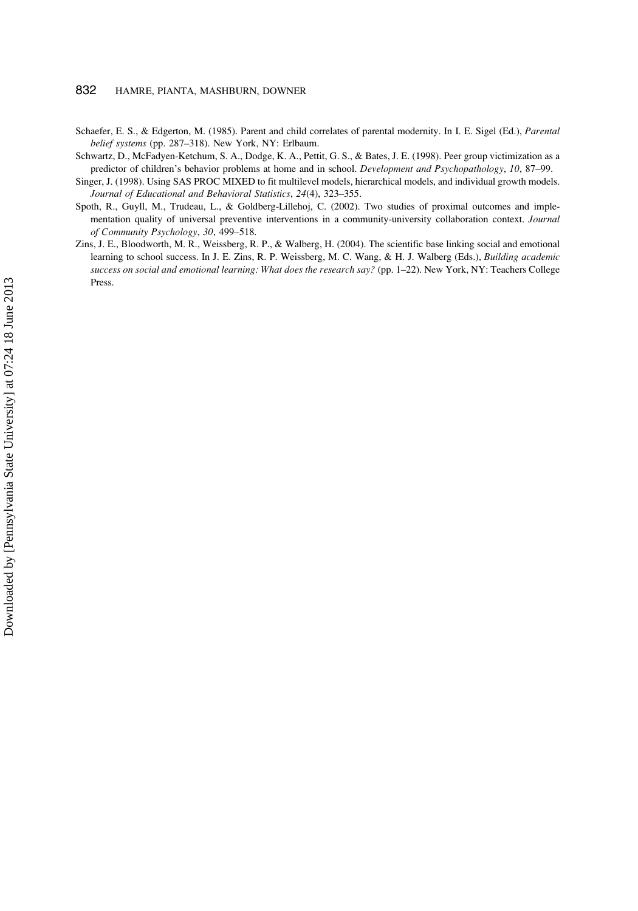Schaefer, E. S., & Edgerton, M. (1985). Parent and child correlates of parental modernity. In I. E. Sigel (Ed.), *Parental belief systems* (pp. 287–318). New York, NY: Erlbaum.

Schwartz, D., McFadyen-Ketchum, S. A., Dodge, K. A., Pettit, G. S., & Bates, J. E. (1998). Peer group victimization as a predictor of children's behavior problems at home and in school. *Development and Psychopathology*, *10*, 87–99.

Singer, J. (1998). Using SAS PROC MIXED to fit multilevel models, hierarchical models, and individual growth models. *Journal of Educational and Behavioral Statistics*, *24*(4), 323–355.

Spoth, R., Guyll, M., Trudeau, L., & Goldberg-Lillehoj, C. (2002). Two studies of proximal outcomes and implementation quality of universal preventive interventions in a community-university collaboration context. *Journal of Community Psychology*, *30*, 499–518.

Zins, J. E., Bloodworth, M. R., Weissberg, R. P., & Walberg, H. (2004). The scientific base linking social and emotional learning to school success. In J. E. Zins, R. P. Weissberg, M. C. Wang, & H. J. Walberg (Eds.), *Building academic success on social and emotional learning: What does the research say?* (pp. 1–22). New York, NY: Teachers College Press.